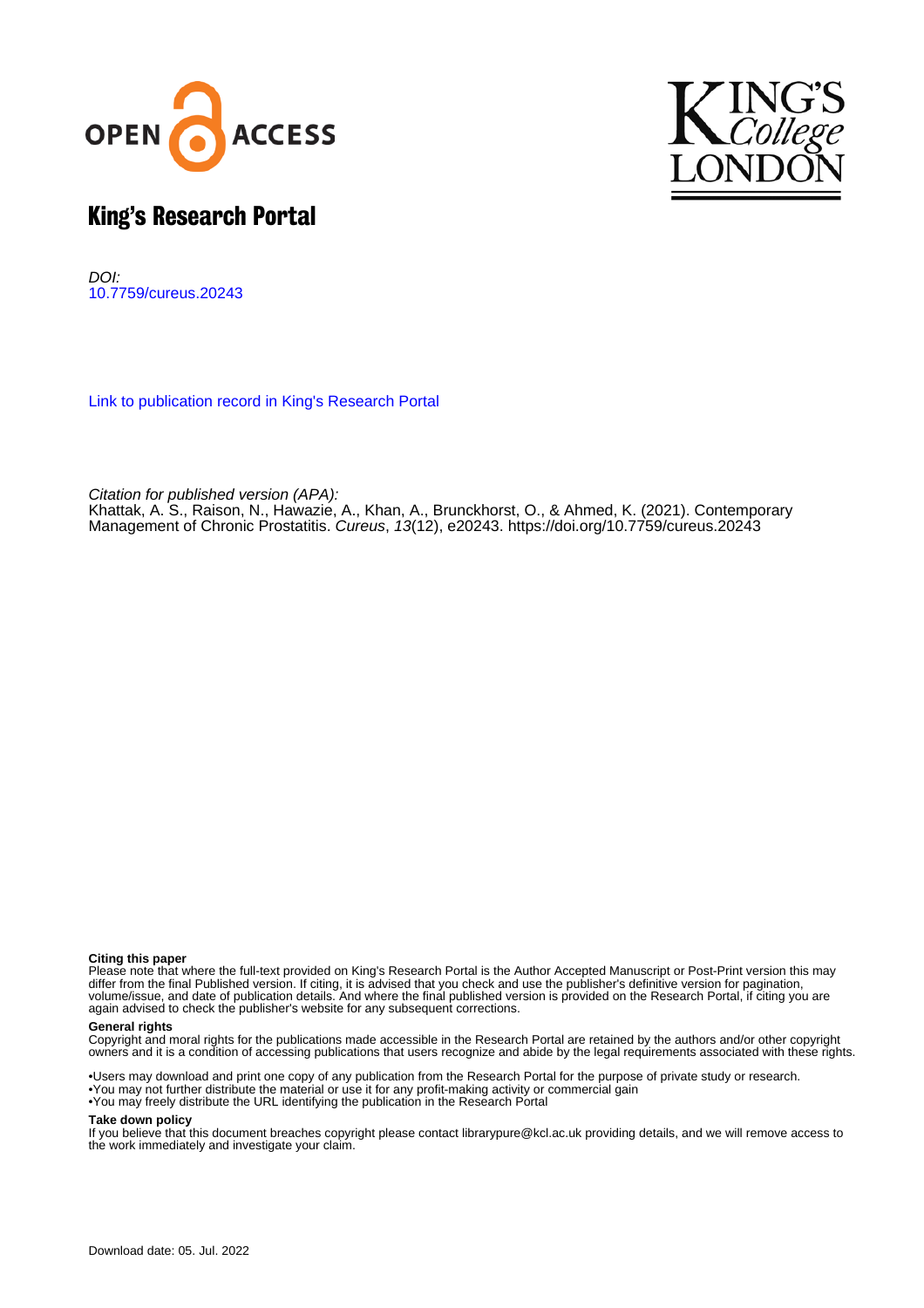# King's Research Portal

*DOI:*
10.7759/cureus.20243

Link to publication record in King's Research Portal

*Citation for published version (APA):*
Khattak, A. S., Raison, N., Hawazie, A., Khan, A., Brunckhorst, O., & Ahmed, K. (2021). Contemporary Management of Chronic Prostatitis. *Cureus*, *13*(12), e20243. https://doi.org/10.7759/cureus.20243

**Citing this paper**
Please note that where the full-text provided on King's Research Portal is the Author Accepted Manuscript or Post-Print version this may differ from the final Published version. If citing, it is advised that you check and use the publisher's definitive version for pagination, volume/issue, and date of publication details. And where the final published version is provided on the Research Portal, if citing you are again advised to check the publisher's website for any subsequent corrections.

**General rights**
Copyright and moral rights for the publications made accessible in the Research Portal are retained by the authors and/or other copyright owners and it is a condition of accessing publications that users recognize and abide by the legal requirements associated with these rights.

- •Users may download and print one copy of any publication from the Research Portal for the purpose of private study or research.
- •You may not further distribute the material or use it for any profit-making activity or commercial gain
- •You may freely distribute the URL identifying the publication in the Research Portal

**Take down policy**
If you believe that this document breaches copyright please contact librarypure@kcl.ac.uk providing details, and we will remove access to the work immediately and investigate your claim.

Download date: 05. Jul. 2022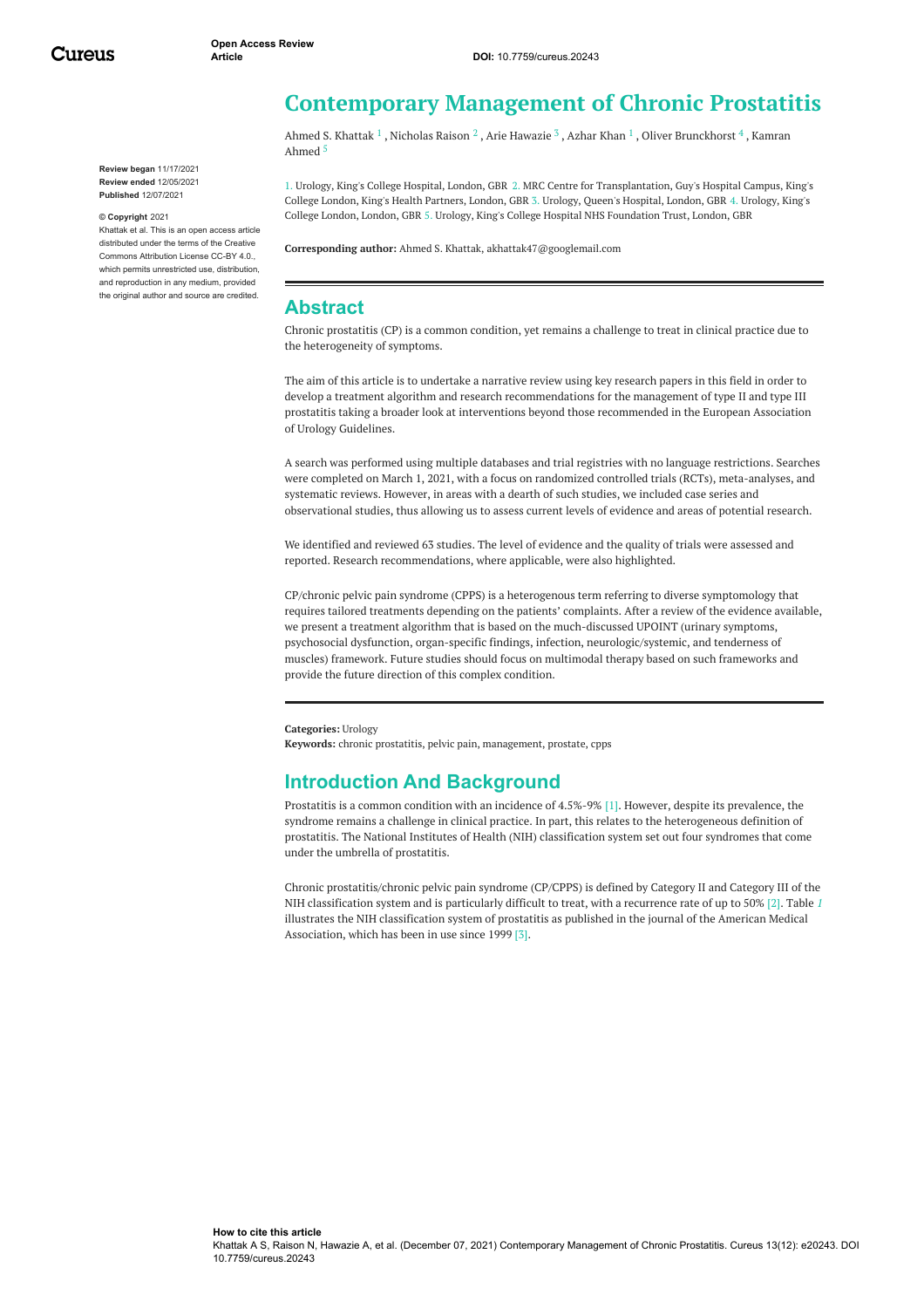# Contemporary Management of Chronic Prostatitis

Ahmed S. Khattak [1] , Nicholas Raison [2] , Arie Hawazie [3] , Azhar Khan [1] , Oliver Brunckhorst [4] , Kamran Ahmed [5]

1. Urology, King's College Hospital, London, GBR 2. MRC Centre for Transplantation, Guy's Hospital Campus, King's College London, King's Health Partners, London, GBR 3. Urology, Queen's Hospital, London, GBR 4. Urology, King's College London, London, GBR 5. Urology, King's College Hospital NHS Foundation Trust, London, GBR

**Corresponding author:** Ahmed S. Khattak, akhattak47@googlemail.com

**Review began** 11/17/2021
**Review ended** 12/05/2021
**Published** 12/07/2021

**© Copyright** 2021
Khattak et al. This is an open access article distributed under the terms of the Creative Commons Attribution License CC-BY 4.0., which permits unrestricted use, distribution, and reproduction in any medium, provided the original author and source are credited.

## Abstract

Chronic prostatitis (CP) is a common condition, yet remains a challenge to treat in clinical practice due to the heterogeneity of symptoms.

The aim of this article is to undertake a narrative review using key research papers in this field in order to develop a treatment algorithm and research recommendations for the management of type II and type III prostatitis taking a broader look at interventions beyond those recommended in the European Association of Urology Guidelines.

A search was performed using multiple databases and trial registries with no language restrictions. Searches were completed on March 1, 2021, with a focus on randomized controlled trials (RCTs), meta-analyses, and systematic reviews. However, in areas with a dearth of such studies, we included case series and observational studies, thus allowing us to assess current levels of evidence and areas of potential research.

We identified and reviewed 63 studies. The level of evidence and the quality of trials were assessed and reported. Research recommendations, where applicable, were also highlighted.

CP/chronic pelvic pain syndrome (CPPS) is a heterogenous term referring to diverse symptomology that requires tailored treatments depending on the patients' complaints. After a review of the evidence available, we present a treatment algorithm that is based on the much-discussed UPOINT (urinary symptoms, psychosocial dysfunction, organ-specific findings, infection, neurologic/systemic, and tenderness of muscles) framework. Future studies should focus on multimodal therapy based on such frameworks and provide the future direction of this complex condition.

**Categories:** Urology
**Keywords:** chronic prostatitis, pelvic pain, management, prostate, cpps

## Introduction And Background

Prostatitis is a common condition with an incidence of 4.5%-9% [1]. However, despite its prevalence, the syndrome remains a challenge in clinical practice. In part, this relates to the heterogeneous definition of prostatitis. The National Institutes of Health (NIH) classification system set out four syndromes that come under the umbrella of prostatitis.

Chronic prostatitis/chronic pelvic pain syndrome (CP/CPPS) is defined by Category II and Category III of the NIH classification system and is particularly difficult to treat, with a recurrence rate of up to 50% [2]. Table *1* illustrates the NIH classification system of prostatitis as published in the journal of the American Medical Association, which has been in use since 1999 [3].

**How to cite this article**
Khattak A S, Raison N, Hawazie A, et al. (December 07, 2021) Contemporary Management of Chronic Prostatitis. Cureus 13(12): e20243. DOI 10.7759/cureus.20243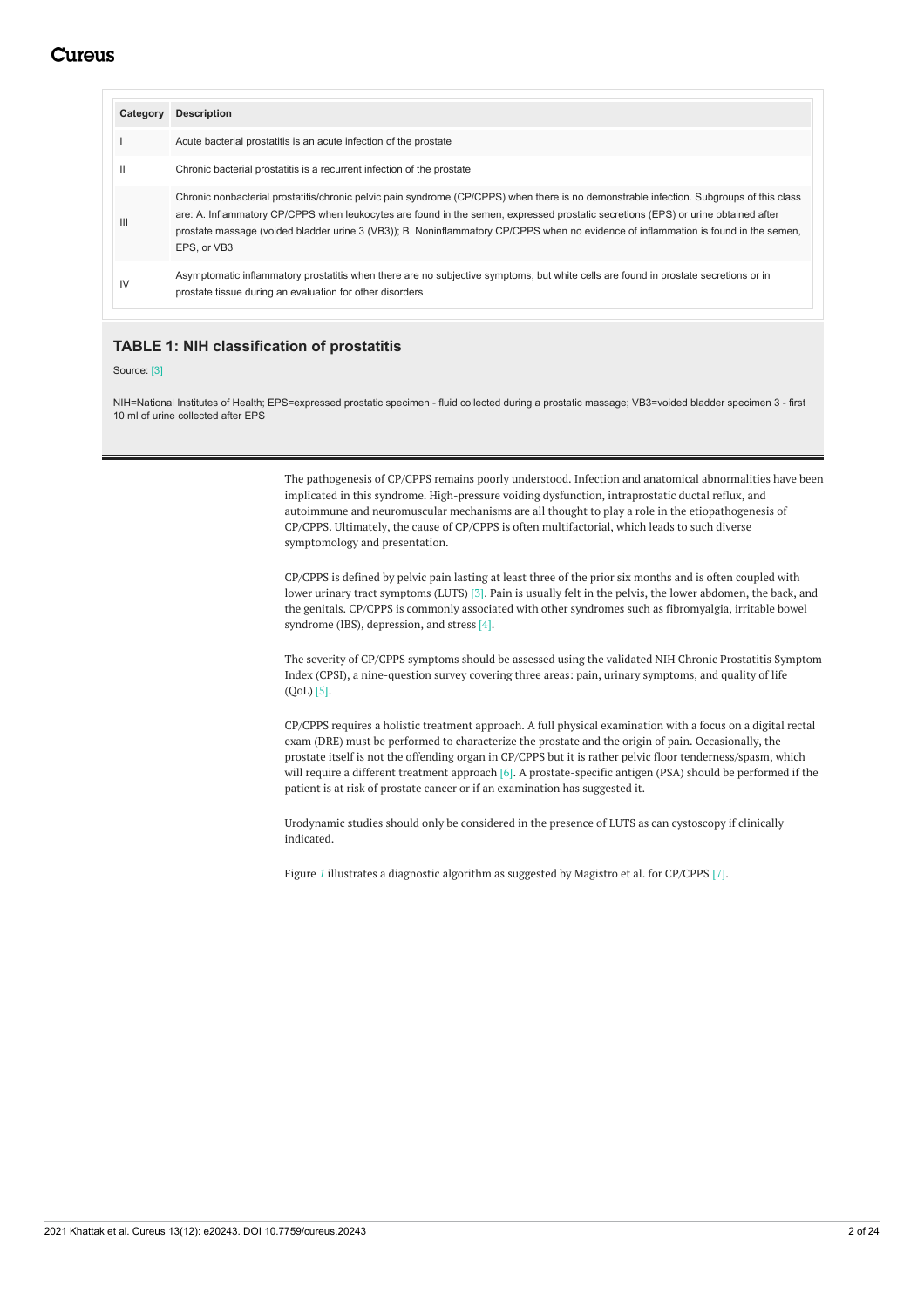| Category | Description |
| --- | --- |
| I | Acute bacterial prostatitis is an acute infection of the prostate |
| II | Chronic bacterial prostatitis is a recurrent infection of the prostate |
| III | Chronic nonbacterial prostatitis/chronic pelvic pain syndrome (CP/CPPS) when there is no demonstrable infection. Subgroups of this class are: A. Inflammatory CP/CPPS when leukocytes are found in the semen, expressed prostatic secretions (EPS) or urine obtained after prostate massage (voided bladder urine 3 (VB3)); B. Noninflammatory CP/CPPS when no evidence of inflammation is found in the semen, EPS, or VB3 |
| IV | Asymptomatic inflammatory prostatitis when there are no subjective symptoms, but white cells are found in prostate secretions or in prostate tissue during an evaluation for other disorders |

**TABLE 1: NIH classification of prostatitis**

Source: [3]

NIH=National Institutes of Health; EPS=expressed prostatic specimen - fluid collected during a prostatic massage; VB3=voided bladder specimen 3 - first 10 ml of urine collected after EPS

The pathogenesis of CP/CPPS remains poorly understood. Infection and anatomical abnormalities have been implicated in this syndrome. High-pressure voiding dysfunction, intraprostatic ductal reflux, and autoimmune and neuromuscular mechanisms are all thought to play a role in the etiopathogenesis of CP/CPPS. Ultimately, the cause of CP/CPPS is often multifactorial, which leads to such diverse symptomology and presentation.

CP/CPPS is defined by pelvic pain lasting at least three of the prior six months and is often coupled with lower urinary tract symptoms (LUTS) [3]. Pain is usually felt in the pelvis, the lower abdomen, the back, and the genitals. CP/CPPS is commonly associated with other syndromes such as fibromyalgia, irritable bowel syndrome (IBS), depression, and stress [4].

The severity of CP/CPPS symptoms should be assessed using the validated NIH Chronic Prostatitis Symptom Index (CPSI), a nine-question survey covering three areas: pain, urinary symptoms, and quality of life (QoL) [5].

CP/CPPS requires a holistic treatment approach. A full physical examination with a focus on a digital rectal exam (DRE) must be performed to characterize the prostate and the origin of pain. Occasionally, the prostate itself is not the offending organ in CP/CPPS but it is rather pelvic floor tenderness/spasm, which will require a different treatment approach [6]. A prostate-specific antigen (PSA) should be performed if the patient is at risk of prostate cancer or if an examination has suggested it.

Urodynamic studies should only be considered in the presence of LUTS as can cystoscopy if clinically indicated.

Figure *1* illustrates a diagnostic algorithm as suggested by Magistro et al. for CP/CPPS [7].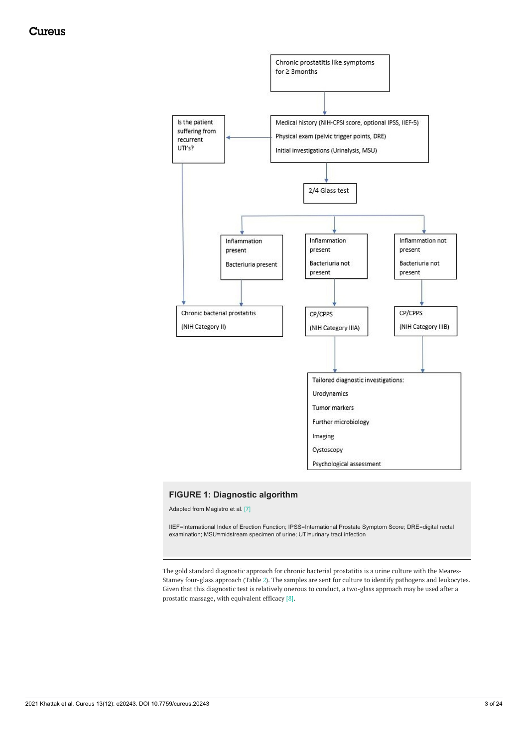Chronic prostatitis like symptoms for ≥ 3months

Medical history (NIH-CPSI score, optional IPSS, IIEF-5)

Physical exam (pelvic trigger points, DRE)

Initial investigations (Urinalysis, MSU)

Is the patient suffering from recurrent UTI's?

2/4 Glass test

Inflammation present / Bacteriuria present → Chronic bacterial prostatitis (NIH Category II)

Inflammation present / Bacteriuria not present → CP/CPPS (NIH Category IIIA)

Inflammation not present / Bacteriuria not present → CP/CPPS (NIH Category IIIB)

Tailored diagnostic investigations:

- Urodynamics
- Tumor markers
- Further microbiology
- Imaging
- Cystoscopy
- Psychological assessment

**FIGURE 1: Diagnostic algorithm**

Adapted from Magistro et al. [7]

IIEF=International Index of Erection Function; IPSS=International Prostate Symptom Score; DRE=digital rectal examination; MSU=midstream specimen of urine; UTI=urinary tract infection

The gold standard diagnostic approach for chronic bacterial prostatitis is a urine culture with the Meares-Stamey four-glass approach (Table 2). The samples are sent for culture to identify pathogens and leukocytes. Given that this diagnostic test is relatively onerous to conduct, a two-glass approach may be used after a prostatic massage, with equivalent efficacy [8].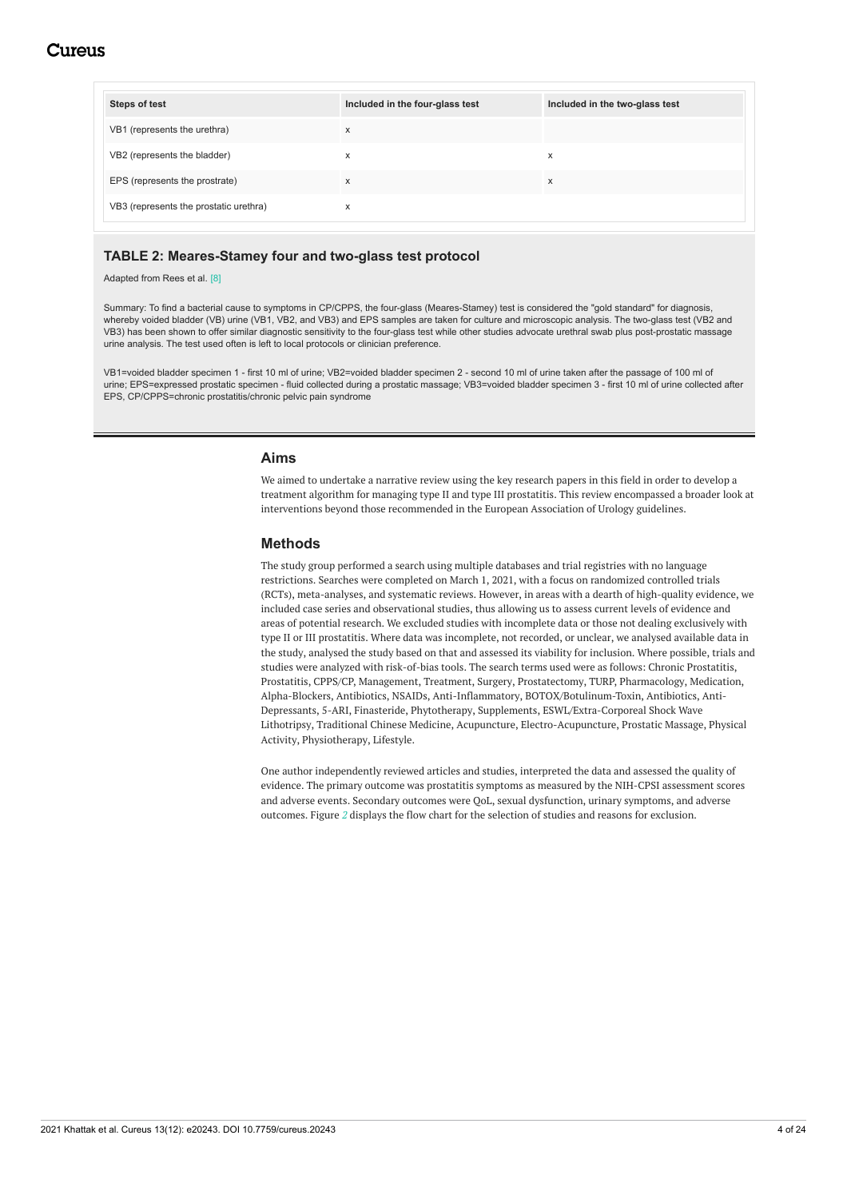| Steps of test | Included in the four-glass test | Included in the two-glass test |
|---|---|---|
| VB1 (represents the urethra) | x | |
| VB2 (represents the bladder) | x | x |
| EPS (represents the prostrate) | x | x |
| VB3 (represents the prostatic urethra) | x | |

**TABLE 2: Meares-Stamey four and two-glass test protocol**

Adapted from Rees et al. [8]

Summary: To find a bacterial cause to symptoms in CP/CPPS, the four-glass (Meares-Stamey) test is considered the "gold standard" for diagnosis, whereby voided bladder (VB) urine (VB1, VB2, and VB3) and EPS samples are taken for culture and microscopic analysis. The two-glass test (VB2 and VB3) has been shown to offer similar diagnostic sensitivity to the four-glass test while other studies advocate urethral swab plus post-prostatic massage urine analysis. The test used often is left to local protocols or clinician preference.

VB1=voided bladder specimen 1 - first 10 ml of urine; VB2=voided bladder specimen 2 - second 10 ml of urine taken after the passage of 100 ml of urine; EPS=expressed prostatic specimen - fluid collected during a prostatic massage; VB3=voided bladder specimen 3 - first 10 ml of urine collected after EPS, CP/CPPS=chronic prostatitis/chronic pelvic pain syndrome

## Aims

We aimed to undertake a narrative review using the key research papers in this field in order to develop a treatment algorithm for managing type II and type III prostatitis. This review encompassed a broader look at interventions beyond those recommended in the European Association of Urology guidelines.

## Methods

The study group performed a search using multiple databases and trial registries with no language restrictions. Searches were completed on March 1, 2021, with a focus on randomized controlled trials (RCTs), meta-analyses, and systematic reviews. However, in areas with a dearth of high-quality evidence, we included case series and observational studies, thus allowing us to assess current levels of evidence and areas of potential research. We excluded studies with incomplete data or those not dealing exclusively with type II or III prostatitis. Where data was incomplete, not recorded, or unclear, we analysed available data in the study, analysed the study based on that and assessed its viability for inclusion. Where possible, trials and studies were analyzed with risk-of-bias tools. The search terms used were as follows: Chronic Prostatitis, Prostatitis, CPPS/CP, Management, Treatment, Surgery, Prostatectomy, TURP, Pharmacology, Medication, Alpha-Blockers, Antibiotics, NSAIDs, Anti-Inflammatory, BOTOX/Botulinum-Toxin, Antibiotics, Anti-Depressants, 5-ARI, Finasteride, Phytotherapy, Supplements, ESWL/Extra-Corporeal Shock Wave Lithotripsy, Traditional Chinese Medicine, Acupuncture, Electro-Acupuncture, Prostatic Massage, Physical Activity, Physiotherapy, Lifestyle.

One author independently reviewed articles and studies, interpreted the data and assessed the quality of evidence. The primary outcome was prostatitis symptoms as measured by the NIH-CPSI assessment scores and adverse events. Secondary outcomes were QoL, sexual dysfunction, urinary symptoms, and adverse outcomes. Figure *2* displays the flow chart for the selection of studies and reasons for exclusion.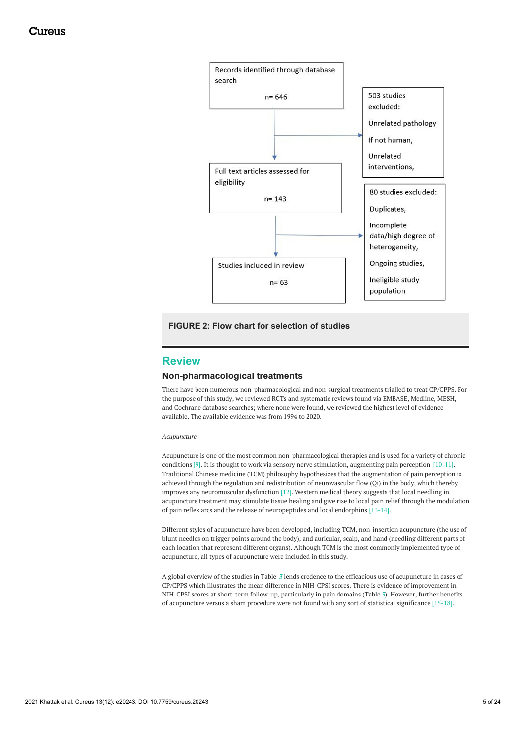Records identified through database search

n= 646

503 studies excluded:

Unrelated pathology

If not human,

Unrelated interventions,

Full text articles assessed for eligibility

n= 143

80 studies excluded:

Duplicates,

Incomplete data/high degree of heterogeneity,

Ongoing studies,

Ineligible study population

Studies included in review

n= 63

**FIGURE 2: Flow chart for selection of studies**

## Review

### Non-pharmacological treatments

There have been numerous non-pharmacological and non-surgical treatments trialled to treat CP/CPPS. For the purpose of this study, we reviewed RCTs and systematic reviews found via EMBASE, Medline, MESH, and Cochrane database searches; where none were found, we reviewed the highest level of evidence available. The available evidence was from 1994 to 2020.

*Acupuncture*

Acupuncture is one of the most common non-pharmacological therapies and is used for a variety of chronic conditions [9]. It is thought to work via sensory nerve stimulation, augmenting pain perception [10-11]. Traditional Chinese medicine (TCM) philosophy hypothesizes that the augmentation of pain perception is achieved through the regulation and redistribution of neurovascular flow (Qi) in the body, which thereby improves any neuromuscular dysfunction [12]. Western medical theory suggests that local needling in acupuncture treatment may stimulate tissue healing and give rise to local pain relief through the modulation of pain reflex arcs and the release of neuropeptides and local endorphins [13-14].

Different styles of acupuncture have been developed, including TCM, non-insertion acupuncture (the use of blunt needles on trigger points around the body), and auricular, scalp, and hand (needling different parts of each location that represent different organs). Although TCM is the most commonly implemented type of acupuncture, all types of acupuncture were included in this study.

A global overview of the studies in Table 3 lends credence to the efficacious use of acupuncture in cases of CP/CPPS which illustrates the mean difference in NIH-CPSI scores. There is evidence of improvement in NIH-CPSI scores at short-term follow-up, particularly in pain domains (Table 3). However, further benefits of acupuncture versus a sham procedure were not found with any sort of statistical significance [15-18].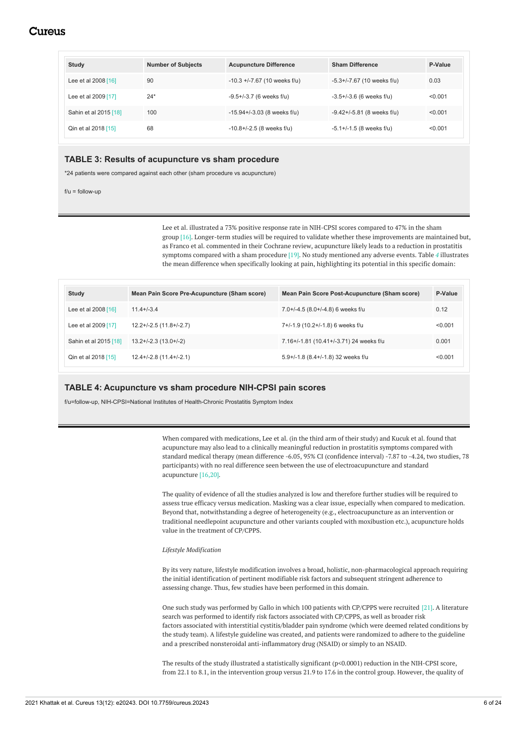| Study | Number of Subjects | Acupuncture Difference | Sham Difference | P-Value |
|---|---|---|---|---|
| Lee et al 2008 [16] | 90 | -10.3 +/-7.67 (10 weeks f/u) | -5.3+/-7.67 (10 weeks f/u) | 0.03 |
| Lee et al 2009 [17] | 24* | -9.5+/-3.7 (6 weeks f/u) | -3.5+/-3.6 (6 weeks f/u) | <0.001 |
| Sahin et al 2015 [18] | 100 | -15.94+/-3.03 (8 weeks f/u) | -9.42+/-5.81 (8 weeks f/u) | <0.001 |
| Qin et al 2018 [15] | 68 | -10.8+/-2.5 (8 weeks f/u) | -5.1+/-1.5 (8 weeks f/u) | <0.001 |

**TABLE 3: Results of acupuncture vs sham procedure**

*24 patients were compared against each other (sham procedure vs acupuncture)

f/u = follow-up

Lee et al. illustrated a 73% positive response rate in NIH-CPSI scores compared to 47% in the sham group [16]. Longer-term studies will be required to validate whether these improvements are maintained but, as Franco et al. commented in their Cochrane review, acupuncture likely leads to a reduction in prostatitis symptoms compared with a sham procedure [19]. No study mentioned any adverse events. Table *4* illustrates the mean difference when specifically looking at pain, highlighting its potential in this specific domain:

| Study | Mean Pain Score Pre-Acupuncture (Sham score) | Mean Pain Score Post-Acupuncture (Sham score) | P-Value |
|---|---|---|---|
| Lee et al 2008 [16] | 11.4+/-3.4 | 7.0+/-4.5 (8.0+/-4.8) 6 weeks f/u | 0.12 |
| Lee et al 2009 [17] | 12.2+/-2.5 (11.8+/-2.7) | 7+/-1.9 (10.2+/-1.8) 6 weeks f/u | <0.001 |
| Sahin et al 2015 [18] | 13.2+/-2.3 (13.0+/-2) | 7.16+/-1.81 (10.41+/-3.71) 24 weeks f/u | 0.001 |
| Qin et al 2018 [15] | 12.4+/-2.8 (11.4+/-2.1) | 5.9+/-1.8 (8.4+/-1.8) 32 weeks f/u | <0.001 |

**TABLE 4: Acupuncture vs sham procedure NIH-CPSI pain scores**

f/u=follow-up, NIH-CPSI=National Institutes of Health-Chronic Prostatitis Symptom Index

When compared with medications, Lee et al. (in the third arm of their study) and Kucuk et al. found that acupuncture may also lead to a clinically meaningful reduction in prostatitis symptoms compared with standard medical therapy (mean difference -6.05, 95% CI (confidence interval) -7.87 to -4.24, two studies, 78 participants) with no real difference seen between the use of electroacupuncture and standard acupuncture [16,20].

The quality of evidence of all the studies analyzed is low and therefore further studies will be required to assess true efficacy versus medication. Masking was a clear issue, especially when compared to medication. Beyond that, notwithstanding a degree of heterogeneity (e.g., electroacupuncture as an intervention or traditional needlepoint acupuncture and other variants coupled with moxibustion etc.), acupuncture holds value in the treatment of CP/CPPS.

*Lifestyle Modification*

By its very nature, lifestyle modification involves a broad, holistic, non-pharmacological approach requiring the initial identification of pertinent modifiable risk factors and subsequent stringent adherence to assessing change. Thus, few studies have been performed in this domain.

One such study was performed by Gallo in which 100 patients with CP/CPPS were recruited [21]. A literature search was performed to identify risk factors associated with CP/CPPS, as well as broader risk factors associated with interstitial cystitis/bladder pain syndrome (which were deemed related conditions by the study team). A lifestyle guideline was created, and patients were randomized to adhere to the guideline and a prescribed nonsteroidal anti-inflammatory drug (NSAID) or simply to an NSAID.

The results of the study illustrated a statistically significant ($p<0.0001$) reduction in the NIH-CPSI score, from 22.1 to 8.1, in the intervention group versus 21.9 to 17.6 in the control group. However, the quality of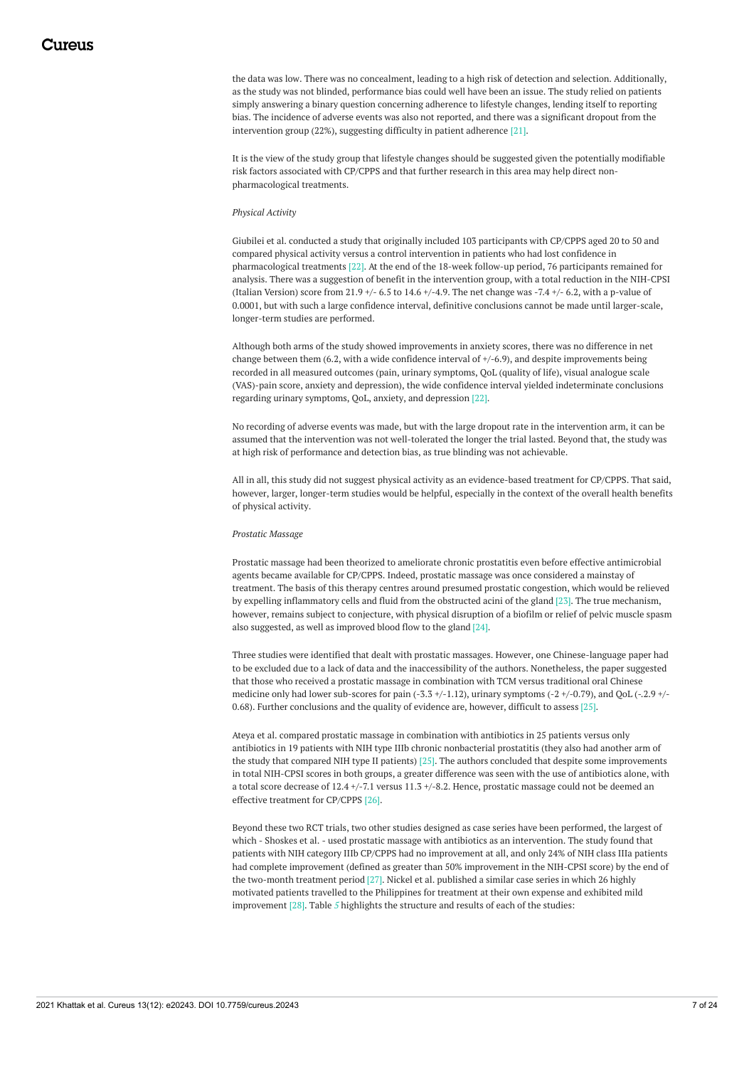the data was low. There was no concealment, leading to a high risk of detection and selection. Additionally, as the study was not blinded, performance bias could well have been an issue. The study relied on patients simply answering a binary question concerning adherence to lifestyle changes, lending itself to reporting bias. The incidence of adverse events was also not reported, and there was a significant dropout from the intervention group (22%), suggesting difficulty in patient adherence [21].

It is the view of the study group that lifestyle changes should be suggested given the potentially modifiable risk factors associated with CP/CPPS and that further research in this area may help direct non-pharmacological treatments.

*Physical Activity*

Giubilei et al. conducted a study that originally included 103 participants with CP/CPPS aged 20 to 50 and compared physical activity versus a control intervention in patients who had lost confidence in pharmacological treatments [22]. At the end of the 18-week follow-up period, 76 participants remained for analysis. There was a suggestion of benefit in the intervention group, with a total reduction in the NIH-CPSI (Italian Version) score from 21.9 +/- 6.5 to 14.6 +/-4.9. The net change was -7.4 +/- 6.2, with a p-value of 0.0001, but with such a large confidence interval, definitive conclusions cannot be made until larger-scale, longer-term studies are performed.

Although both arms of the study showed improvements in anxiety scores, there was no difference in net change between them (6.2, with a wide confidence interval of +/-6.9), and despite improvements being recorded in all measured outcomes (pain, urinary symptoms, QoL (quality of life), visual analogue scale (VAS)-pain score, anxiety and depression), the wide confidence interval yielded indeterminate conclusions regarding urinary symptoms, QoL, anxiety, and depression [22].

No recording of adverse events was made, but with the large dropout rate in the intervention arm, it can be assumed that the intervention was not well-tolerated the longer the trial lasted. Beyond that, the study was at high risk of performance and detection bias, as true blinding was not achievable.

All in all, this study did not suggest physical activity as an evidence-based treatment for CP/CPPS. That said, however, larger, longer-term studies would be helpful, especially in the context of the overall health benefits of physical activity.

*Prostatic Massage*

Prostatic massage had been theorized to ameliorate chronic prostatitis even before effective antimicrobial agents became available for CP/CPPS. Indeed, prostatic massage was once considered a mainstay of treatment. The basis of this therapy centres around presumed prostatic congestion, which would be relieved by expelling inflammatory cells and fluid from the obstructed acini of the gland [23]. The true mechanism, however, remains subject to conjecture, with physical disruption of a biofilm or relief of pelvic muscle spasm also suggested, as well as improved blood flow to the gland [24].

Three studies were identified that dealt with prostatic massages. However, one Chinese-language paper had to be excluded due to a lack of data and the inaccessibility of the authors. Nonetheless, the paper suggested that those who received a prostatic massage in combination with TCM versus traditional oral Chinese medicine only had lower sub-scores for pain (-3.3 +/-1.12), urinary symptoms (-2 +/-0.79), and QoL (-.2.9 +/-0.68). Further conclusions and the quality of evidence are, however, difficult to assess [25].

Ateya et al. compared prostatic massage in combination with antibiotics in 25 patients versus only antibiotics in 19 patients with NIH type IIIb chronic nonbacterial prostatitis (they also had another arm of the study that compared NIH type II patients) [25]. The authors concluded that despite some improvements in total NIH-CPSI scores in both groups, a greater difference was seen with the use of antibiotics alone, with a total score decrease of 12.4 +/-7.1 versus 11.3 +/-8.2. Hence, prostatic massage could not be deemed an effective treatment for CP/CPPS [26].

Beyond these two RCT trials, two other studies designed as case series have been performed, the largest of which - Shoskes et al. - used prostatic massage with antibiotics as an intervention. The study found that patients with NIH category IIIb CP/CPPS had no improvement at all, and only 24% of NIH class IIIa patients had complete improvement (defined as greater than 50% improvement in the NIH-CPSI score) by the end of the two-month treatment period [27]. Nickel et al. published a similar case series in which 26 highly motivated patients travelled to the Philippines for treatment at their own expense and exhibited mild improvement [28]. Table *5* highlights the structure and results of each of the studies: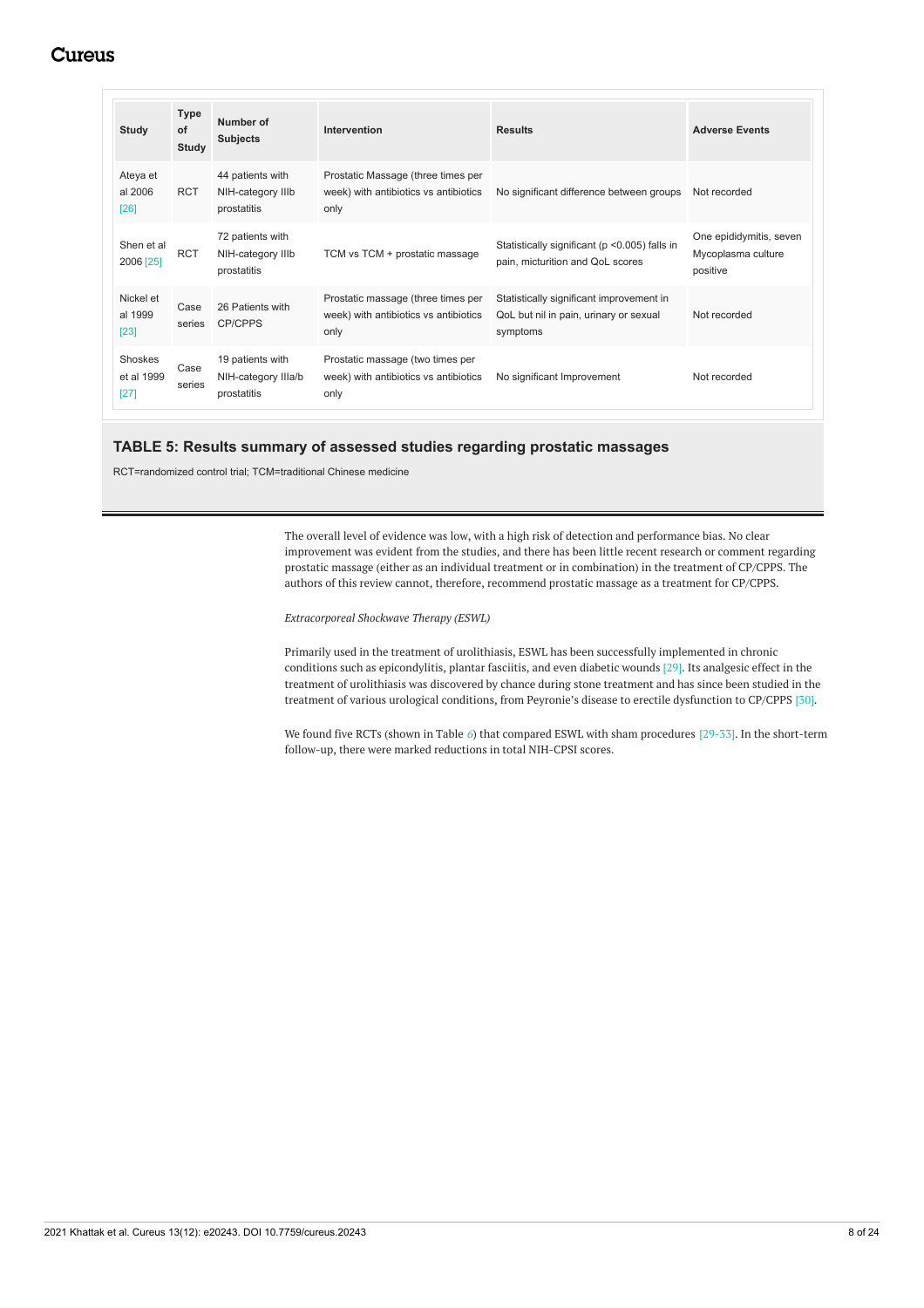| Study | Type of Study | Number of Subjects | Intervention | Results | Adverse Events |
| --- | --- | --- | --- | --- | --- |
| Ateya et al 2006 [26] | RCT | 44 patients with NIH-category IIIb prostatitis | Prostatic Massage (three times per week) with antibiotics vs antibiotics only | No significant difference between groups | Not recorded |
| Shen et al 2006 [25] | RCT | 72 patients with NIH-category IIIb prostatitis | TCM vs TCM + prostatic massage | Statistically significant (p <0.005) falls in pain, micturition and QoL scores | One epididymitis, seven Mycoplasma culture positive |
| Nickel et al 1999 [23] | Case series | 26 Patients with CP/CPPS | Prostatic massage (three times per week) with antibiotics vs antibiotics only | Statistically significant improvement in QoL but nil in pain, urinary or sexual symptoms | Not recorded |
| Shoskes et al 1999 [27] | Case series | 19 patients with NIH-category IIIa/b prostatitis | Prostatic massage (two times per week) with antibiotics vs antibiotics only | No significant Improvement | Not recorded |

**TABLE 5: Results summary of assessed studies regarding prostatic massages**

RCT=randomized control trial; TCM=traditional Chinese medicine

The overall level of evidence was low, with a high risk of detection and performance bias. No clear improvement was evident from the studies, and there has been little recent research or comment regarding prostatic massage (either as an individual treatment or in combination) in the treatment of CP/CPPS. The authors of this review cannot, therefore, recommend prostatic massage as a treatment for CP/CPPS.

*Extracorporeal Shockwave Therapy (ESWL)*

Primarily used in the treatment of urolithiasis, ESWL has been successfully implemented in chronic conditions such as epicondylitis, plantar fasciitis, and even diabetic wounds [29]. Its analgesic effect in the treatment of urolithiasis was discovered by chance during stone treatment and has since been studied in the treatment of various urological conditions, from Peyronie's disease to erectile dysfunction to CP/CPPS [30].

We found five RCTs (shown in Table *6*) that compared ESWL with sham procedures [29-33]. In the short-term follow-up, there were marked reductions in total NIH-CPSI scores.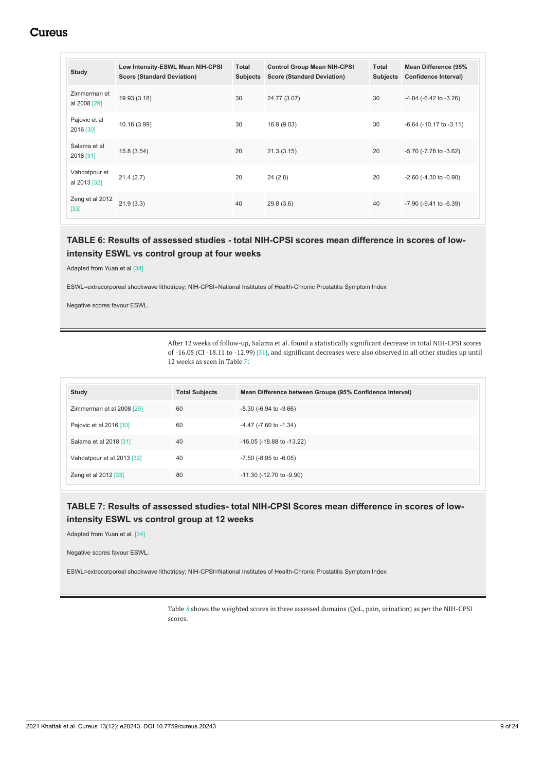| Study | Low Intensity-ESWL Mean NIH-CPSI Score (Standard Deviation) | Total Subjects | Control Group Mean NIH-CPSI Score (Standard Deviation) | Total Subjects | Mean Difference (95% Confidence Interval) |
|---|---|---|---|---|---|
| Zimmerman et al 2008 [29] | 19.93 (3.18) | 30 | 24.77 (3.07) | 30 | -4.84 (-6.42 to -3.26) |
| Pajovic et al 2016 [30] | 10.16 (3.99) | 30 | 16.8 (9.03) | 30 | -6.64 (-10.17 to -3.11) |
| Salama et al 2018 [31] | 15.8 (3.54) | 20 | 21.3 (3.15) | 20 | -5.70 (-7.78 to -3.62) |
| Vahdatpour et al 2013 [32] | 21.4 (2.7) | 20 | 24 (2.8) | 20 | -2.60 (-4.30 to -0.90) |
| Zeng et al 2012 [33] | 21.9 (3.3) | 40 | 29.8 (3.6) | 40 | -7.90 (-9.41 to -6.39) |

**TABLE 6: Results of assessed studies - total NIH-CPSI scores mean difference in scores of low-intensity ESWL vs control group at four weeks**

Adapted from Yuan et al [34]

ESWL=extracorporeal shockwave lithotripsy; NIH-CPSI=National Institutes of Health-Chronic Prostatitis Symptom Index

Negative scores favour ESWL.

After 12 weeks of follow-up, Salama et al. found a statistically significant decrease in total NIH-CPSI scores of -16.05 (CI -18.11 to -12.99) [31], and significant decreases were also observed in all other studies up until 12 weeks as seen in Table 7:

| Study | Total Subjects | Mean Difference between Groups (95% Confidence Interval) |
|---|---|---|
| Zimmerman et al 2008 [29] | 60 | -5.30 (-6.94 to -3.66) |
| Pajovic et al 2016 [30] | 60 | -4.47 (-7.60 to -1.34) |
| Salama et al 2018 [31] | 40 | -16.05 (-18.88 to -13.22) |
| Vahdatpour et al 2013 [32] | 40 | -7.50 (-8.95 to -6.05) |
| Zeng et al 2012 [33] | 80 | -11.30 (-12.70 to -9.90) |

**TABLE 7: Results of assessed studies- total NIH-CPSI Scores mean difference in scores of low-intensity ESWL vs control group at 12 weeks**

Adapted from Yuan et al. [34]

Negative scores favour ESWL.

ESWL=extracorporeal shockwave lithotripsy; NIH-CPSI=National Institutes of Health-Chronic Prostatitis Symptom Index

Table 8 shows the weighted scores in three assessed domains (QoL, pain, urination) as per the NIH-CPSI scores.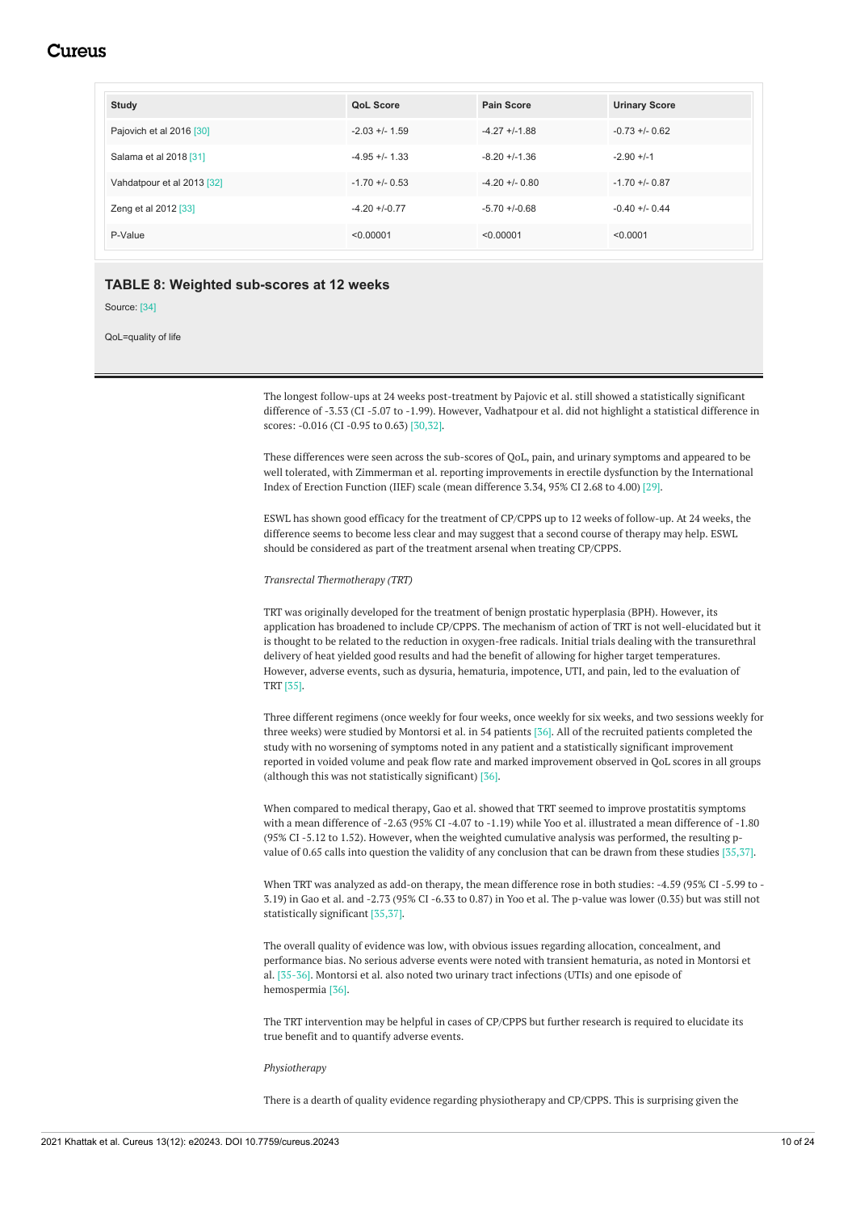| Study | QoL Score | Pain Score | Urinary Score |
|---|---|---|---|
| Pajovich et al 2016 [30] | -2.03 +/- 1.59 | -4.27 +/-1.88 | -0.73 +/- 0.62 |
| Salama et al 2018 [31] | -4.95 +/- 1.33 | -8.20 +/-1.36 | -2.90 +/-1 |
| Vahdatpour et al 2013 [32] | -1.70 +/- 0.53 | -4.20 +/- 0.80 | -1.70 +/- 0.87 |
| Zeng et al 2012 [33] | -4.20 +/-0.77 | -5.70 +/-0.68 | -0.40 +/- 0.44 |
| P-Value | <0.00001 | <0.00001 | <0.0001 |

**TABLE 8: Weighted sub-scores at 12 weeks**

Source: [34]

QoL=quality of life

The longest follow-ups at 24 weeks post-treatment by Pajovic et al. still showed a statistically significant difference of -3.53 (CI -5.07 to -1.99). However, Vadhatpour et al. did not highlight a statistical difference in scores: -0.016 (CI -0.95 to 0.63) [30,32].

These differences were seen across the sub-scores of QoL, pain, and urinary symptoms and appeared to be well tolerated, with Zimmerman et al. reporting improvements in erectile dysfunction by the International Index of Erection Function (IIEF) scale (mean difference 3.34, 95% CI 2.68 to 4.00) [29].

ESWL has shown good efficacy for the treatment of CP/CPPS up to 12 weeks of follow-up. At 24 weeks, the difference seems to become less clear and may suggest that a second course of therapy may help. ESWL should be considered as part of the treatment arsenal when treating CP/CPPS.

*Transrectal Thermotherapy (TRT)*

TRT was originally developed for the treatment of benign prostatic hyperplasia (BPH). However, its application has broadened to include CP/CPPS. The mechanism of action of TRT is not well-elucidated but it is thought to be related to the reduction in oxygen-free radicals. Initial trials dealing with the transurethral delivery of heat yielded good results and had the benefit of allowing for higher target temperatures. However, adverse events, such as dysuria, hematuria, impotence, UTI, and pain, led to the evaluation of TRT [35].

Three different regimens (once weekly for four weeks, once weekly for six weeks, and two sessions weekly for three weeks) were studied by Montorsi et al. in 54 patients [36]. All of the recruited patients completed the study with no worsening of symptoms noted in any patient and a statistically significant improvement reported in voided volume and peak flow rate and marked improvement observed in QoL scores in all groups (although this was not statistically significant) [36].

When compared to medical therapy, Gao et al. showed that TRT seemed to improve prostatitis symptoms with a mean difference of -2.63 (95% CI -4.07 to -1.19) while Yoo et al. illustrated a mean difference of -1.80 (95% CI -5.12 to 1.52). However, when the weighted cumulative analysis was performed, the resulting p-value of 0.65 calls into question the validity of any conclusion that can be drawn from these studies [35,37].

When TRT was analyzed as add-on therapy, the mean difference rose in both studies: -4.59 (95% CI -5.99 to -3.19) in Gao et al. and -2.73 (95% CI -6.33 to 0.87) in Yoo et al. The p-value was lower (0.35) but was still not statistically significant [35,37].

The overall quality of evidence was low, with obvious issues regarding allocation, concealment, and performance bias. No serious adverse events were noted with transient hematuria, as noted in Montorsi et al. [35-36]. Montorsi et al. also noted two urinary tract infections (UTIs) and one episode of hemospermia [36].

The TRT intervention may be helpful in cases of CP/CPPS but further research is required to elucidate its true benefit and to quantify adverse events.

*Physiotherapy*

There is a dearth of quality evidence regarding physiotherapy and CP/CPPS. This is surprising given the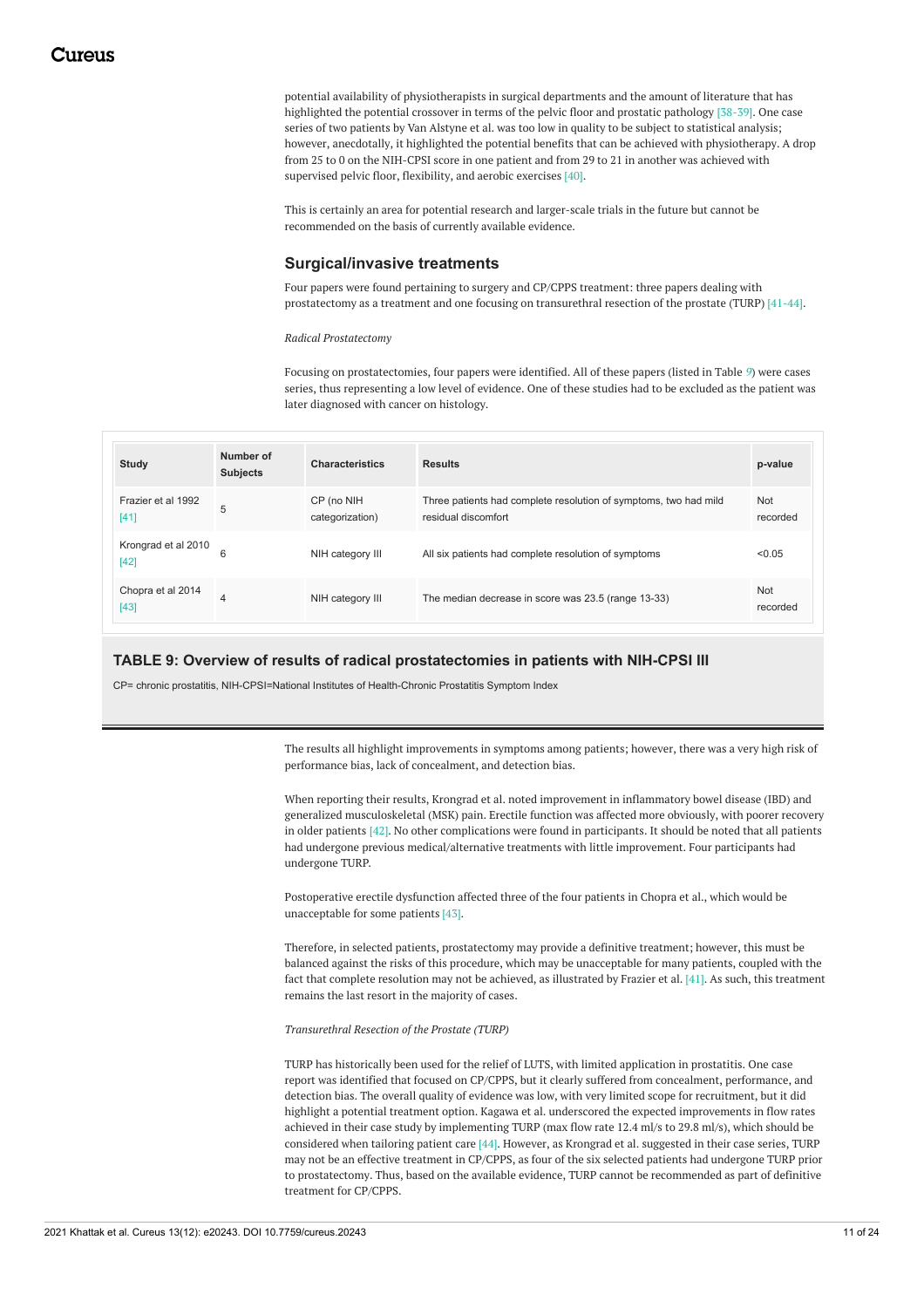potential availability of physiotherapists in surgical departments and the amount of literature that has highlighted the potential crossover in terms of the pelvic floor and prostatic pathology [38-39]. One case series of two patients by Van Alstyne et al. was too low in quality to be subject to statistical analysis; however, anecdotally, it highlighted the potential benefits that can be achieved with physiotherapy. A drop from 25 to 0 on the NIH-CPSI score in one patient and from 29 to 21 in another was achieved with supervised pelvic floor, flexibility, and aerobic exercises [40].

This is certainly an area for potential research and larger-scale trials in the future but cannot be recommended on the basis of currently available evidence.

### Surgical/invasive treatments

Four papers were found pertaining to surgery and CP/CPPS treatment: three papers dealing with prostatectomy as a treatment and one focusing on transurethral resection of the prostate (TURP) [41-44].

*Radical Prostatectomy*

Focusing on prostatectomies, four papers were identified. All of these papers (listed in Table 9) were cases series, thus representing a low level of evidence. One of these studies had to be excluded as the patient was later diagnosed with cancer on histology.

| Study | Number of Subjects | Characteristics | Results | p-value |
|---|---|---|---|---|
| Frazier et al 1992 [41] | 5 | CP (no NIH categorization) | Three patients had complete resolution of symptoms, two had mild residual discomfort | Not recorded |
| Krongrad et al 2010 [42] | 6 | NIH category III | All six patients had complete resolution of symptoms | $<0.05$ |
| Chopra et al 2014 [43] | 4 | NIH category III | The median decrease in score was 23.5 (range 13-33) | Not recorded |

**TABLE 9: Overview of results of radical prostatectomies in patients with NIH-CPSI III**

CP= chronic prostatitis, NIH-CPSI=National Institutes of Health-Chronic Prostatitis Symptom Index

The results all highlight improvements in symptoms among patients; however, there was a very high risk of performance bias, lack of concealment, and detection bias.

When reporting their results, Krongrad et al. noted improvement in inflammatory bowel disease (IBD) and generalized musculoskeletal (MSK) pain. Erectile function was affected more obviously, with poorer recovery in older patients [42]. No other complications were found in participants. It should be noted that all patients had undergone previous medical/alternative treatments with little improvement. Four participants had undergone TURP.

Postoperative erectile dysfunction affected three of the four patients in Chopra et al., which would be unacceptable for some patients [43].

Therefore, in selected patients, prostatectomy may provide a definitive treatment; however, this must be balanced against the risks of this procedure, which may be unacceptable for many patients, coupled with the fact that complete resolution may not be achieved, as illustrated by Frazier et al. [41]. As such, this treatment remains the last resort in the majority of cases.

*Transurethral Resection of the Prostate (TURP)*

TURP has historically been used for the relief of LUTS, with limited application in prostatitis. One case report was identified that focused on CP/CPPS, but it clearly suffered from concealment, performance, and detection bias. The overall quality of evidence was low, with very limited scope for recruitment, but it did highlight a potential treatment option. Kagawa et al. underscored the expected improvements in flow rates achieved in their case study by implementing TURP (max flow rate 12.4 ml/s to 29.8 ml/s), which should be considered when tailoring patient care [44]. However, as Krongrad et al. suggested in their case series, TURP may not be an effective treatment in CP/CPPS, as four of the six selected patients had undergone TURP prior to prostatectomy. Thus, based on the available evidence, TURP cannot be recommended as part of definitive treatment for CP/CPPS.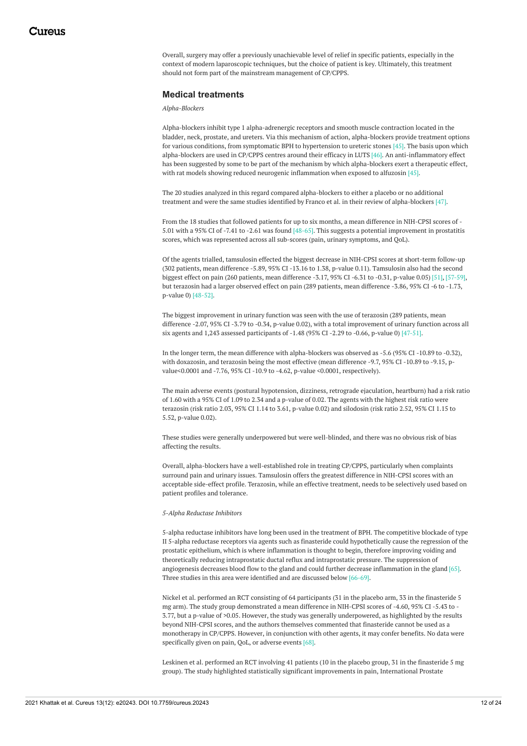Overall, surgery may offer a previously unachievable level of relief in specific patients, especially in the context of modern laparoscopic techniques, but the choice of patient is key. Ultimately, this treatment should not form part of the mainstream management of CP/CPPS.

## Medical treatments

*Alpha-Blockers*

Alpha-blockers inhibit type 1 alpha-adrenergic receptors and smooth muscle contraction located in the bladder, neck, prostate, and ureters. Via this mechanism of action, alpha-blockers provide treatment options for various conditions, from symptomatic BPH to hypertension to ureteric stones [45]. The basis upon which alpha-blockers are used in CP/CPPS centres around their efficacy in LUTS [46]. An anti-inflammatory effect has been suggested by some to be part of the mechanism by which alpha-blockers exert a therapeutic effect, with rat models showing reduced neurogenic inflammation when exposed to alfuzosin [45].

The 20 studies analyzed in this regard compared alpha-blockers to either a placebo or no additional treatment and were the same studies identified by Franco et al. in their review of alpha-blockers [47].

From the 18 studies that followed patients for up to six months, a mean difference in NIH-CPSI scores of -5.01 with a 95% CI of -7.41 to -2.61 was found [48-65]. This suggests a potential improvement in prostatitis scores, which was represented across all sub-scores (pain, urinary symptoms, and QoL).

Of the agents trialled, tamsulosin effected the biggest decrease in NIH-CPSI scores at short-term follow-up (302 patients, mean difference -5.89, 95% CI -13.16 to 1.38, p-value 0.11). Tamsulosin also had the second biggest effect on pain (260 patients, mean difference -3.17, 95% CI -6.31 to -0.31, p-value 0.05) [51], [57-59], but terazosin had a larger observed effect on pain (289 patients, mean difference -3.86, 95% CI -6 to -1.73, p-value 0) [48-52].

The biggest improvement in urinary function was seen with the use of terazosin (289 patients, mean difference -2.07, 95% CI -3.79 to -0.34, p-value 0.02), with a total improvement of urinary function across all six agents and 1,243 assessed participants of -1.48 (95% CI -2.29 to -0.66, p-value 0) [47-51].

In the longer term, the mean difference with alpha-blockers was observed as -5.6 (95% CI -10.89 to -0.32), with doxazosin, and terazosin being the most effective (mean difference -9.7, 95% CI -10.89 to -9.15, p-value<0.0001 and -7.76, 95% CI -10.9 to -4.62, p-value <0.0001, respectively).

The main adverse events (postural hypotension, dizziness, retrograde ejaculation, heartburn) had a risk ratio of 1.60 with a 95% CI of 1.09 to 2.34 and a p-value of 0.02. The agents with the highest risk ratio were terazosin (risk ratio 2.03, 95% CI 1.14 to 3.61, p-value 0.02) and silodosin (risk ratio 2.52, 95% CI 1.15 to 5.52, p-value 0.02).

These studies were generally underpowered but were well-blinded, and there was no obvious risk of bias affecting the results.

Overall, alpha-blockers have a well-established role in treating CP/CPPS, particularly when complaints surround pain and urinary issues. Tamsulosin offers the greatest difference in NIH-CPSI scores with an acceptable side-effect profile. Terazosin, while an effective treatment, needs to be selectively used based on patient profiles and tolerance.

*5-Alpha Reductase Inhibitors*

5-alpha reductase inhibitors have long been used in the treatment of BPH. The competitive blockade of type II 5-alpha reductase receptors via agents such as finasteride could hypothetically cause the regression of the prostatic epithelium, which is where inflammation is thought to begin, therefore improving voiding and theoretically reducing intraprostatic ductal reflux and intraprostatic pressure. The suppression of angiogenesis decreases blood flow to the gland and could further decrease inflammation in the gland [65]. Three studies in this area were identified and are discussed below [66-69].

Nickel et al. performed an RCT consisting of 64 participants (31 in the placebo arm, 33 in the finasteride 5 mg arm). The study group demonstrated a mean difference in NIH-CPSI scores of -4.60, 95% CI -5.43 to -3.77, but a p-value of >0.05. However, the study was generally underpowered, as highlighted by the results beyond NIH-CPSI scores, and the authors themselves commented that finasteride cannot be used as a monotherapy in CP/CPPS. However, in conjunction with other agents, it may confer benefits. No data were specifically given on pain, QoL, or adverse events [68].

Leskinen et al. performed an RCT involving 41 patients (10 in the placebo group, 31 in the finasteride 5 mg group). The study highlighted statistically significant improvements in pain, International Prostate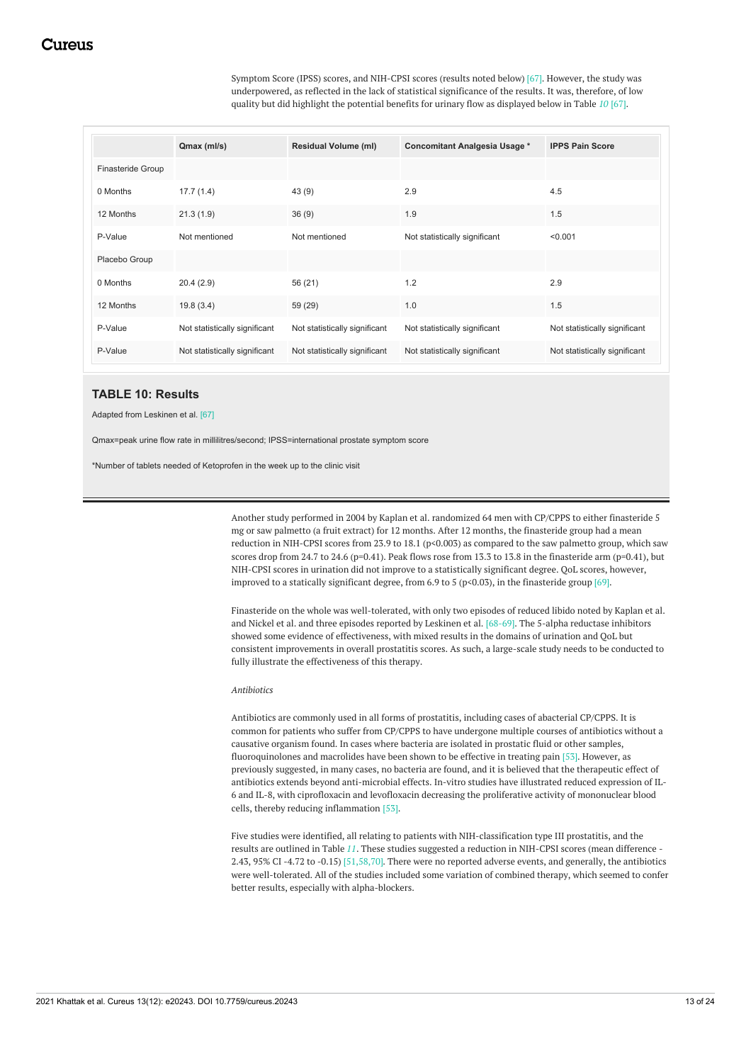Symptom Score (IPSS) scores, and NIH-CPSI scores (results noted below) [67]. However, the study was underpowered, as reflected in the lack of statistical significance of the results. It was, therefore, of low quality but did highlight the potential benefits for urinary flow as displayed below in Table 10 [67].

| | Qmax (ml/s) | Residual Volume (ml) | Concomitant Analgesia Usage * | IPPS Pain Score |
|---|---|---|---|---|
| Finasteride Group | | | | |
| 0 Months | 17.7 (1.4) | 43 (9) | 2.9 | 4.5 |
| 12 Months | 21.3 (1.9) | 36 (9) | 1.9 | 1.5 |
| P-Value | Not mentioned | Not mentioned | Not statistically significant | <0.001 |
| Placebo Group | | | | |
| 0 Months | 20.4 (2.9) | 56 (21) | 1.2 | 2.9 |
| 12 Months | 19.8 (3.4) | 59 (29) | 1.0 | 1.5 |
| P-Value | Not statistically significant | Not statistically significant | Not statistically significant | Not statistically significant |
| P-Value | Not statistically significant | Not statistically significant | Not statistically significant | Not statistically significant |

**TABLE 10: Results**

Adapted from Leskinen et al. [67]

Qmax=peak urine flow rate in millilitres/second; IPSS=international prostate symptom score

*Number of tablets needed of Ketoprofen in the week up to the clinic visit

Another study performed in 2004 by Kaplan et al. randomized 64 men with CP/CPPS to either finasteride 5 mg or saw palmetto (a fruit extract) for 12 months. After 12 months, the finasteride group had a mean reduction in NIH-CPSI scores from 23.9 to 18.1 ($p<0.003$) as compared to the saw palmetto group, which saw scores drop from 24.7 to 24.6 ($p=0.41$). Peak flows rose from 13.3 to 13.8 in the finasteride arm ($p=0.41$), but NIH-CPSI scores in urination did not improve to a statistically significant degree. QoL scores, however, improved to a statically significant degree, from 6.9 to 5 ($p<0.03$), in the finasteride group [69].

Finasteride on the whole was well-tolerated, with only two episodes of reduced libido noted by Kaplan et al. and Nickel et al. and three episodes reported by Leskinen et al. [68-69]. The 5-alpha reductase inhibitors showed some evidence of effectiveness, with mixed results in the domains of urination and QoL but consistent improvements in overall prostatitis scores. As such, a large-scale study needs to be conducted to fully illustrate the effectiveness of this therapy.

*Antibiotics*

Antibiotics are commonly used in all forms of prostatitis, including cases of abacterial CP/CPPS. It is common for patients who suffer from CP/CPPS to have undergone multiple courses of antibiotics without a causative organism found. In cases where bacteria are isolated in prostatic fluid or other samples, fluoroquinolones and macrolides have been shown to be effective in treating pain [53]. However, as previously suggested, in many cases, no bacteria are found, and it is believed that the therapeutic effect of antibiotics extends beyond anti-microbial effects. In-vitro studies have illustrated reduced expression of IL-6 and IL-8, with ciprofloxacin and levofloxacin decreasing the proliferative activity of mononuclear blood cells, thereby reducing inflammation [53].

Five studies were identified, all relating to patients with NIH-classification type III prostatitis, and the results are outlined in Table 11. These studies suggested a reduction in NIH-CPSI scores (mean difference -2.43, 95% CI -4.72 to -0.15) [51,58,70]. There were no reported adverse events, and generally, the antibiotics were well-tolerated. All of the studies included some variation of combined therapy, which seemed to confer better results, especially with alpha-blockers.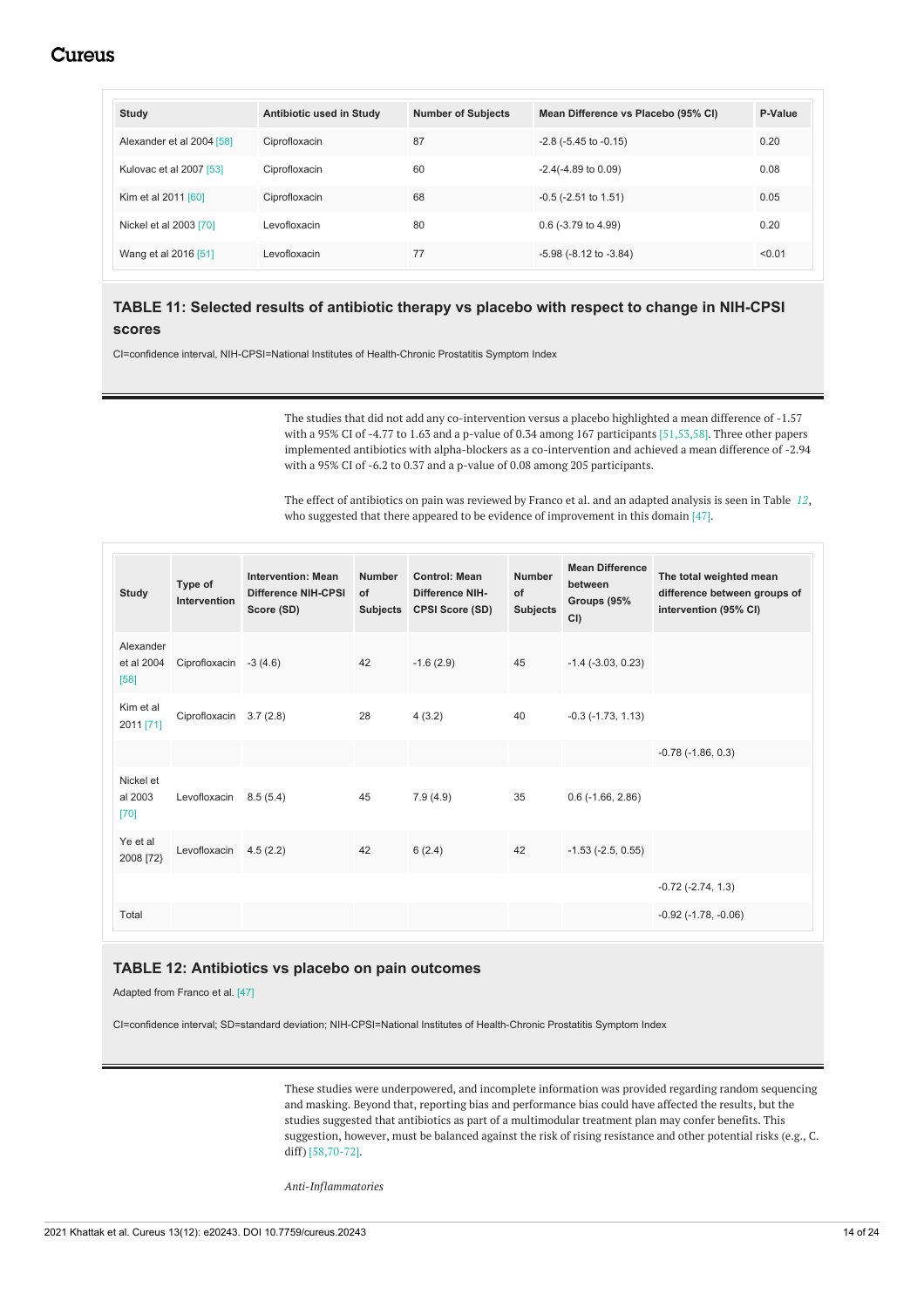| Study | Antibiotic used in Study | Number of Subjects | Mean Difference vs Placebo (95% CI) | P-Value |
|---|---|---|---|---|
| Alexander et al 2004 [58] | Ciprofloxacin | 87 | -2.8 (-5.45 to -0.15) | 0.20 |
| Kulovac et al 2007 [53] | Ciprofloxacin | 60 | -2.4(-4.89 to 0.09) | 0.08 |
| Kim et al 2011 [60] | Ciprofloxacin | 68 | -0.5 (-2.51 to 1.51) | 0.05 |
| Nickel et al 2003 [70] | Levofloxacin | 80 | 0.6 (-3.79 to 4.99) | 0.20 |
| Wang et al 2016 [51] | Levofloxacin | 77 | -5.98 (-8.12 to -3.84) | <0.01 |

**TABLE 11: Selected results of antibiotic therapy vs placebo with respect to change in NIH-CPSI scores**

CI=confidence interval, NIH-CPSI=National Institutes of Health-Chronic Prostatitis Symptom Index

The studies that did not add any co-intervention versus a placebo highlighted a mean difference of -1.57 with a 95% CI of -4.77 to 1.63 and a p-value of 0.34 among 167 participants [51,53,58]. Three other papers implemented antibiotics with alpha-blockers as a co-intervention and achieved a mean difference of -2.94 with a 95% CI of -6.2 to 0.37 and a p-value of 0.08 among 205 participants.

The effect of antibiotics on pain was reviewed by Franco et al. and an adapted analysis is seen in Table *12*, who suggested that there appeared to be evidence of improvement in this domain [47].

| Study | Type of Intervention | Intervention: Mean Difference NIH-CPSI Score (SD) | Number of Subjects | Control: Mean Difference NIH-CPSI Score (SD) | Number of Subjects | Mean Difference between Groups (95% CI) | The total weighted mean difference between groups of intervention (95% CI) |
|---|---|---|---|---|---|---|---|
| Alexander et al 2004 [58] | Ciprofloxacin | -3 (4.6) | 42 | -1.6 (2.9) | 45 | -1.4 (-3.03, 0.23) | |
| Kim et al 2011 [71] | Ciprofloxacin | 3.7 (2.8) | 28 | 4 (3.2) | 40 | -0.3 (-1.73, 1.13) | |
| | | | | | | | -0.78 (-1.86, 0.3) |
| Nickel et al 2003 [70] | Levofloxacin | 8.5 (5.4) | 45 | 7.9 (4.9) | 35 | 0.6 (-1.66, 2.86) | |
| Ye et al 2008 [72} | Levofloxacin | 4.5 (2.2) | 42 | 6 (2.4) | 42 | -1.53 (-2.5, 0.55) | |
| | | | | | | | -0.72 (-2.74, 1.3) |
| Total | | | | | | | -0.92 (-1.78, -0.06) |

**TABLE 12: Antibiotics vs placebo on pain outcomes**

Adapted from Franco et al. [47]

CI=confidence interval; SD=standard deviation; NIH-CPSI=National Institutes of Health-Chronic Prostatitis Symptom Index

These studies were underpowered, and incomplete information was provided regarding random sequencing and masking. Beyond that, reporting bias and performance bias could have affected the results, but the studies suggested that antibiotics as part of a multimodular treatment plan may confer benefits. This suggestion, however, must be balanced against the risk of rising resistance and other potential risks (e.g., C. diff) [58,70-72].

*Anti-Inflammatories*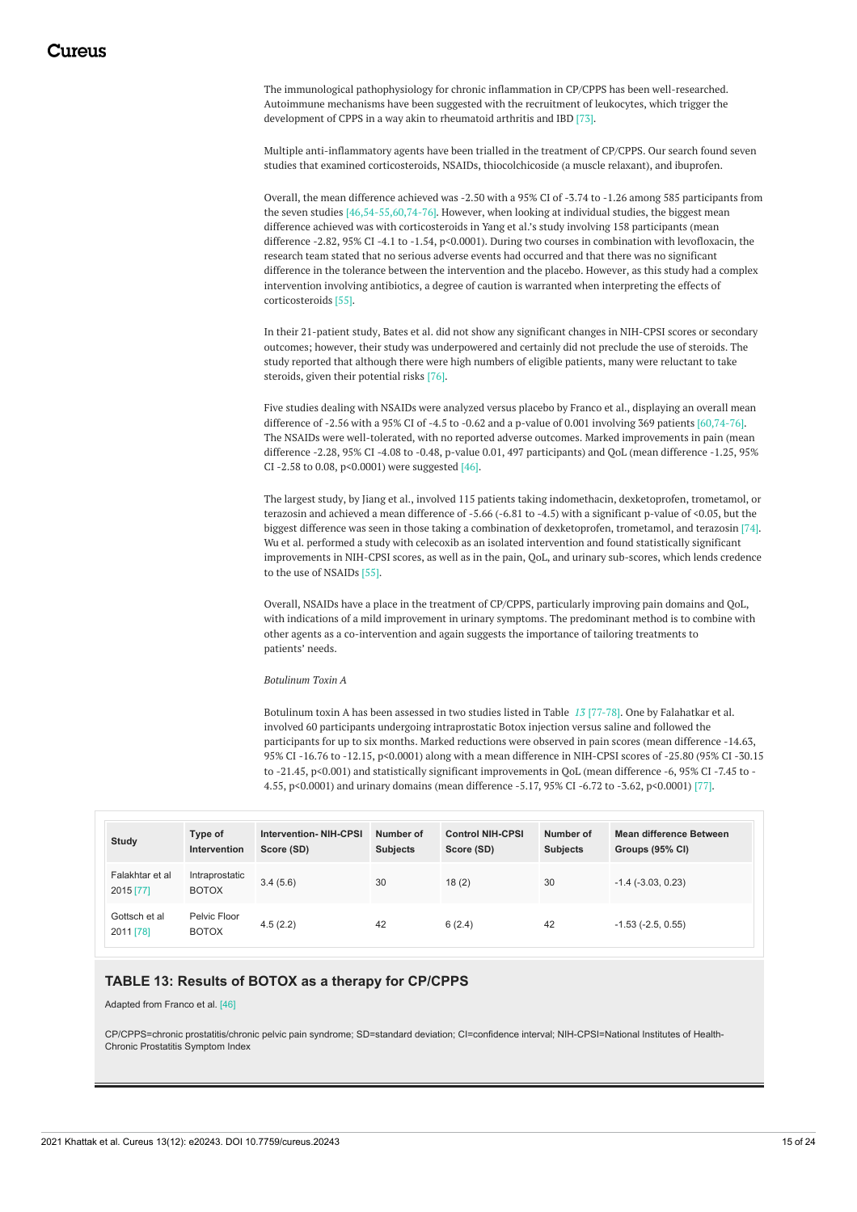The immunological pathophysiology for chronic inflammation in CP/CPPS has been well-researched. Autoimmune mechanisms have been suggested with the recruitment of leukocytes, which trigger the development of CPPS in a way akin to rheumatoid arthritis and IBD [73].

Multiple anti-inflammatory agents have been trialled in the treatment of CP/CPPS. Our search found seven studies that examined corticosteroids, NSAIDs, thiocolchicoside (a muscle relaxant), and ibuprofen.

Overall, the mean difference achieved was -2.50 with a 95% CI of -3.74 to -1.26 among 585 participants from the seven studies [46,54-55,60,74-76]. However, when looking at individual studies, the biggest mean difference achieved was with corticosteroids in Yang et al.'s study involving 158 participants (mean difference -2.82, 95% CI -4.1 to -1.54, p<0.0001). During two courses in combination with levofloxacin, the research team stated that no serious adverse events had occurred and that there was no significant difference in the tolerance between the intervention and the placebo. However, as this study had a complex intervention involving antibiotics, a degree of caution is warranted when interpreting the effects of corticosteroids [55].

In their 21-patient study, Bates et al. did not show any significant changes in NIH-CPSI scores or secondary outcomes; however, their study was underpowered and certainly did not preclude the use of steroids. The study reported that although there were high numbers of eligible patients, many were reluctant to take steroids, given their potential risks [76].

Five studies dealing with NSAIDs were analyzed versus placebo by Franco et al., displaying an overall mean difference of -2.56 with a 95% CI of -4.5 to -0.62 and a p-value of 0.001 involving 369 patients [60,74-76]. The NSAIDs were well-tolerated, with no reported adverse outcomes. Marked improvements in pain (mean difference -2.28, 95% CI -4.08 to -0.48, p-value 0.01, 497 participants) and QoL (mean difference -1.25, 95% CI -2.58 to 0.08, p<0.0001) were suggested [46].

The largest study, by Jiang et al., involved 115 patients taking indomethacin, dexketoprofen, trometamol, or terazosin and achieved a mean difference of -5.66 (-6.81 to -4.5) with a significant p-value of <0.05, but the biggest difference was seen in those taking a combination of dexketoprofen, trometamol, and terazosin [74]. Wu et al. performed a study with celecoxib as an isolated intervention and found statistically significant improvements in NIH-CPSI scores, as well as in the pain, QoL, and urinary sub-scores, which lends credence to the use of NSAIDs [55].

Overall, NSAIDs have a place in the treatment of CP/CPPS, particularly improving pain domains and QoL, with indications of a mild improvement in urinary symptoms. The predominant method is to combine with other agents as a co-intervention and again suggests the importance of tailoring treatments to patients' needs.

*Botulinum Toxin A*

Botulinum toxin A has been assessed in two studies listed in Table *13* [77-78]. One by Falahatkar et al. involved 60 participants undergoing intraprostatic Botox injection versus saline and followed the participants for up to six months. Marked reductions were observed in pain scores (mean difference -14.63, 95% CI -16.76 to -12.15, p<0.0001) along with a mean difference in NIH-CPSI scores of -25.80 (95% CI -30.15 to -21.45, p<0.001) and statistically significant improvements in QoL (mean difference -6, 95% CI -7.45 to -4.55, p<0.0001) and urinary domains (mean difference -5.17, 95% CI -6.72 to -3.62, p<0.0001) [77].

| Study | Type of Intervention | Intervention- NIH-CPSI Score (SD) | Number of Subjects | Control NIH-CPSI Score (SD) | Number of Subjects | Mean difference Between Groups (95% CI) |
|---|---|---|---|---|---|---|
| Falakhtar et al 2015 [77] | Intraprostatic BOTOX | 3.4 (5.6) | 30 | 18 (2) | 30 | -1.4 (-3.03, 0.23) |
| Gottsch et al 2011 [78] | Pelvic Floor BOTOX | 4.5 (2.2) | 42 | 6 (2.4) | 42 | -1.53 (-2.5, 0.55) |

**TABLE 13: Results of BOTOX as a therapy for CP/CPPS**

Adapted from Franco et al. [46]

CP/CPPS=chronic prostatitis/chronic pelvic pain syndrome; SD=standard deviation; CI=confidence interval; NIH-CPSI=National Institutes of Health-Chronic Prostatitis Symptom Index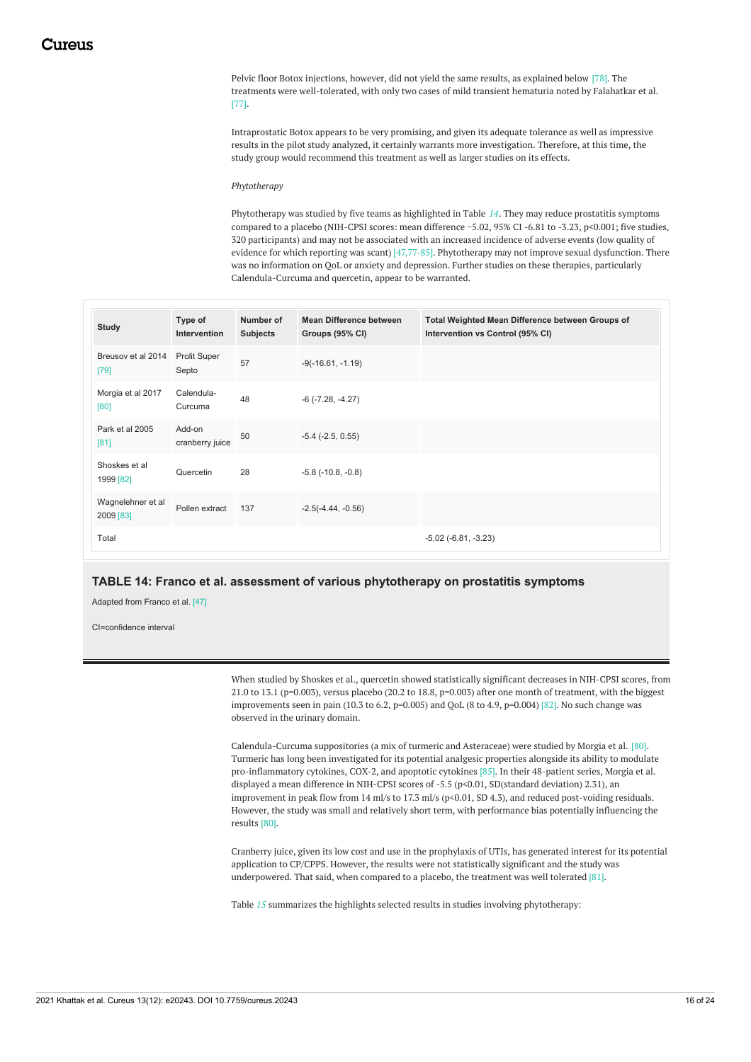Pelvic floor Botox injections, however, did not yield the same results, as explained below [78]. The treatments were well-tolerated, with only two cases of mild transient hematuria noted by Falahatkar et al. [77].

Intraprostatic Botox appears to be very promising, and given its adequate tolerance as well as impressive results in the pilot study analyzed, it certainly warrants more investigation. Therefore, at this time, the study group would recommend this treatment as well as larger studies on its effects.

*Phytotherapy*

Phytotherapy was studied by five teams as highlighted in Table 14. They may reduce prostatitis symptoms compared to a placebo (NIH-CPSI scores: mean difference −5.02, 95% CI -6.81 to -3.23, p<0.001; five studies, 320 participants) and may not be associated with an increased incidence of adverse events (low quality of evidence for which reporting was scant) [47,77-85]. Phytotherapy may not improve sexual dysfunction. There was no information on QoL or anxiety and depression. Further studies on these therapies, particularly Calendula-Curcuma and quercetin, appear to be warranted.

| Study | Type of Intervention | Number of Subjects | Mean Difference between Groups (95% CI) | Total Weighted Mean Difference between Groups of Intervention vs Control (95% CI) |
|---|---|---|---|---|
| Breusov et al 2014 [79] | Prolit Super Septo | 57 | -9(-16.61, -1.19) | |
| Morgia et al 2017 [80] | Calendula-Curcuma | 48 | -6 (-7.28, -4.27) | |
| Park et al 2005 [81] | Add-on cranberry juice | 50 | -5.4 (-2.5, 0.55) | |
| Shoskes et al 1999 [82] | Quercetin | 28 | -5.8 (-10.8, -0.8) | |
| Wagnelehner et al 2009 [83] | Pollen extract | 137 | -2.5(-4.44, -0.56) | |
| Total | | | | -5.02 (-6.81, -3.23) |

**TABLE 14: Franco et al. assessment of various phytotherapy on prostatitis symptoms**

Adapted from Franco et al. [47]

CI=confidence interval

When studied by Shoskes et al., quercetin showed statistically significant decreases in NIH-CPSI scores, from 21.0 to 13.1 (p=0.003), versus placebo (20.2 to 18.8, p=0.003) after one month of treatment, with the biggest improvements seen in pain (10.3 to 6.2, p=0.005) and QoL (8 to 4.9, p=0.004) [82]. No such change was observed in the urinary domain.

Calendula-Curcuma suppositories (a mix of turmeric and Asteraceae) were studied by Morgia et al. [80]. Turmeric has long been investigated for its potential analgesic properties alongside its ability to modulate pro-inflammatory cytokines, COX-2, and apoptotic cytokines [85]. In their 48-patient series, Morgia et al. displayed a mean difference in NIH-CPSI scores of -5.5 (p<0.01, SD(standard deviation) 2.31), an improvement in peak flow from 14 ml/s to 17.3 ml/s (p<0.01, SD 4.3), and reduced post-voiding residuals. However, the study was small and relatively short term, with performance bias potentially influencing the results [80].

Cranberry juice, given its low cost and use in the prophylaxis of UTIs, has generated interest for its potential application to CP/CPPS. However, the results were not statistically significant and the study was underpowered. That said, when compared to a placebo, the treatment was well tolerated [81].

Table 15 summarizes the highlights selected results in studies involving phytotherapy: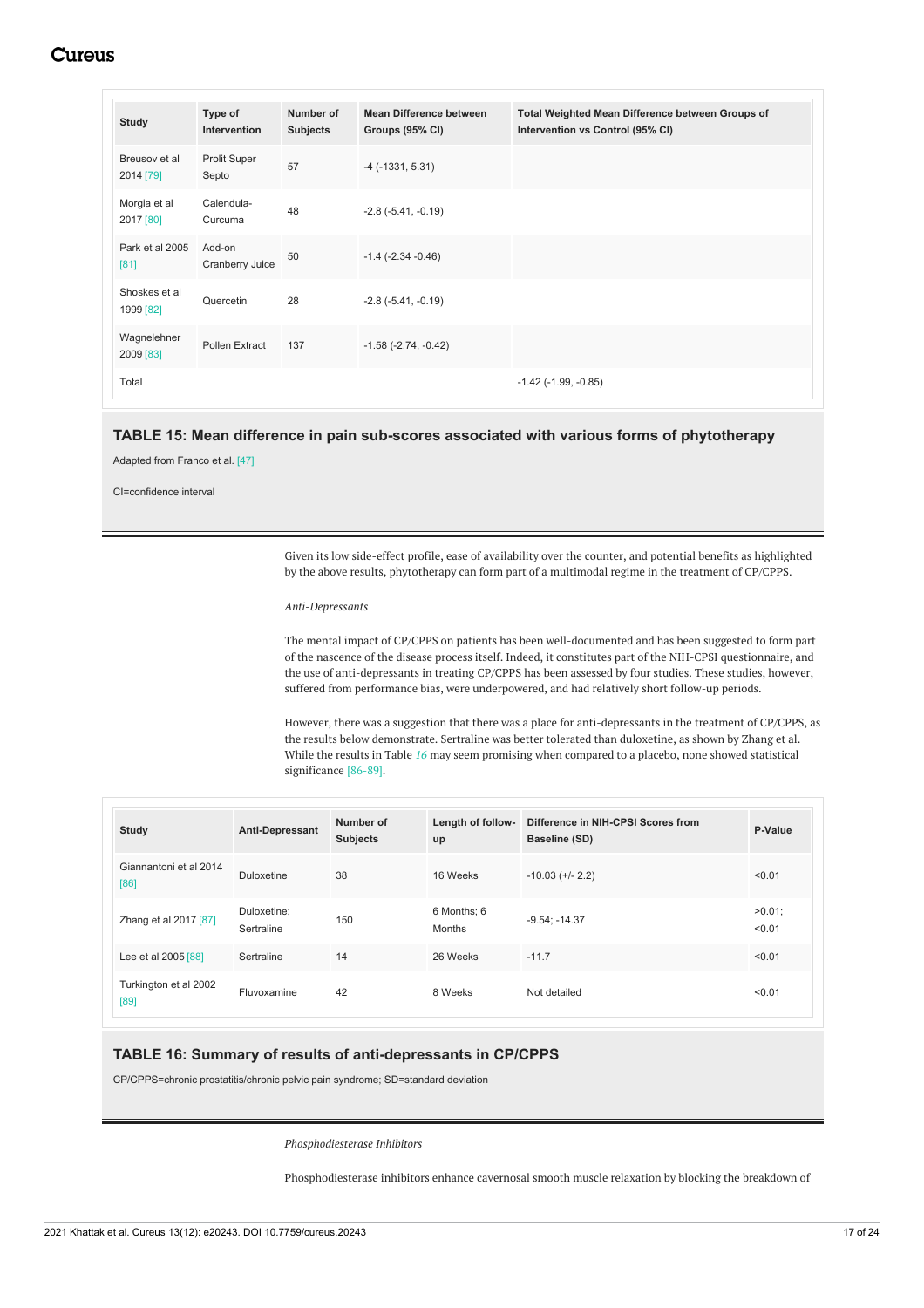| Study | Type of Intervention | Number of Subjects | Mean Difference between Groups (95% CI) | Total Weighted Mean Difference between Groups of Intervention vs Control (95% CI) |
|---|---|---|---|---|
| Breusov et al 2014 [79] | Prolit Super Septo | 57 | -4 (-1331, 5.31) | |
| Morgia et al 2017 [80] | Calendula-Curcuma | 48 | -2.8 (-5.41, -0.19) | |
| Park et al 2005 [81] | Add-on Cranberry Juice | 50 | -1.4 (-2.34 -0.46) | |
| Shoskes et al 1999 [82] | Quercetin | 28 | -2.8 (-5.41, -0.19) | |
| Wagnelehner 2009 [83] | Pollen Extract | 137 | -1.58 (-2.74, -0.42) | |
| Total | | | | -1.42 (-1.99, -0.85) |

**TABLE 15: Mean difference in pain sub-scores associated with various forms of phytotherapy**

Adapted from Franco et al. [47]

CI=confidence interval

Given its low side-effect profile, ease of availability over the counter, and potential benefits as highlighted by the above results, phytotherapy can form part of a multimodal regime in the treatment of CP/CPPS.

*Anti-Depressants*

The mental impact of CP/CPPS on patients has been well-documented and has been suggested to form part of the nascence of the disease process itself. Indeed, it constitutes part of the NIH-CPSI questionnaire, and the use of anti-depressants in treating CP/CPPS has been assessed by four studies. These studies, however, suffered from performance bias, were underpowered, and had relatively short follow-up periods.

However, there was a suggestion that there was a place for anti-depressants in the treatment of CP/CPPS, as the results below demonstrate. Sertraline was better tolerated than duloxetine, as shown by Zhang et al. While the results in Table *16* may seem promising when compared to a placebo, none showed statistical significance [86-89].

| Study | Anti-Depressant | Number of Subjects | Length of follow-up | Difference in NIH-CPSI Scores from Baseline (SD) | P-Value |
|---|---|---|---|---|---|
| Giannantoni et al 2014 [86] | Duloxetine | 38 | 16 Weeks | -10.03 (+/- 2.2) | <0.01 |
| Zhang et al 2017 [87] | Duloxetine; Sertraline | 150 | 6 Months; 6 Months | -9.54; -14.37 | >0.01; <0.01 |
| Lee et al 2005 [88] | Sertraline | 14 | 26 Weeks | -11.7 | <0.01 |
| Turkington et al 2002 [89] | Fluvoxamine | 42 | 8 Weeks | Not detailed | <0.01 |

**TABLE 16: Summary of results of anti-depressants in CP/CPPS**

CP/CPPS=chronic prostatitis/chronic pelvic pain syndrome; SD=standard deviation

*Phosphodiesterase Inhibitors*

Phosphodiesterase inhibitors enhance cavernosal smooth muscle relaxation by blocking the breakdown of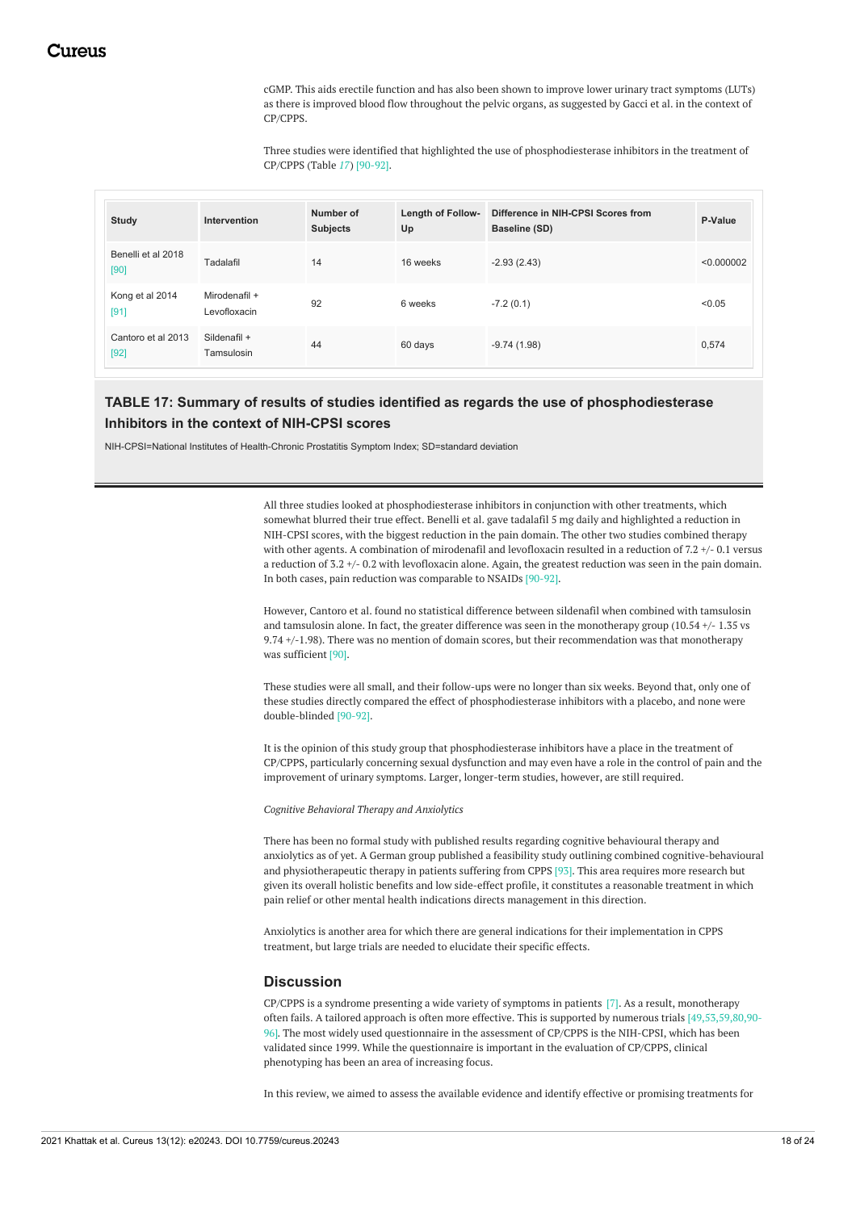cGMP. This aids erectile function and has also been shown to improve lower urinary tract symptoms (LUTs) as there is improved blood flow throughout the pelvic organs, as suggested by Gacci et al. in the context of CP/CPPS.

Three studies were identified that highlighted the use of phosphodiesterase inhibitors in the treatment of CP/CPPS (Table 17) [90-92].

| Study | Intervention | Number of Subjects | Length of Follow-Up | Difference in NIH-CPSI Scores from Baseline (SD) | P-Value |
| --- | --- | --- | --- | --- | --- |
| Benelli et al 2018 [90] | Tadalafil | 14 | 16 weeks | -2.93 (2.43) | <0.000002 |
| Kong et al 2014 [91] | Mirodenafil + Levofloxacin | 92 | 6 weeks | -7.2 (0.1) | <0.05 |
| Cantoro et al 2013 [92] | Sildenafil + Tamsulosin | 44 | 60 days | -9.74 (1.98) | 0,574 |

**TABLE 17: Summary of results of studies identified as regards the use of phosphodiesterase Inhibitors in the context of NIH-CPSI scores**

NIH-CPSI=National Institutes of Health-Chronic Prostatitis Symptom Index; SD=standard deviation

All three studies looked at phosphodiesterase inhibitors in conjunction with other treatments, which somewhat blurred their true effect. Benelli et al. gave tadalafil 5 mg daily and highlighted a reduction in NIH-CPSI scores, with the biggest reduction in the pain domain. The other two studies combined therapy with other agents. A combination of mirodenafil and levofloxacin resulted in a reduction of 7.2 +/- 0.1 versus a reduction of 3.2 +/- 0.2 with levofloxacin alone. Again, the greatest reduction was seen in the pain domain. In both cases, pain reduction was comparable to NSAIDs [90-92].

However, Cantoro et al. found no statistical difference between sildenafil when combined with tamsulosin and tamsulosin alone. In fact, the greater difference was seen in the monotherapy group (10.54 +/- 1.35 vs 9.74 +/-1.98). There was no mention of domain scores, but their recommendation was that monotherapy was sufficient [90].

These studies were all small, and their follow-ups were no longer than six weeks. Beyond that, only one of these studies directly compared the effect of phosphodiesterase inhibitors with a placebo, and none were double-blinded [90-92].

It is the opinion of this study group that phosphodiesterase inhibitors have a place in the treatment of CP/CPPS, particularly concerning sexual dysfunction and may even have a role in the control of pain and the improvement of urinary symptoms. Larger, longer-term studies, however, are still required.

*Cognitive Behavioral Therapy and Anxiolytics*

There has been no formal study with published results regarding cognitive behavioural therapy and anxiolytics as of yet. A German group published a feasibility study outlining combined cognitive-behavioural and physiotherapeutic therapy in patients suffering from CPPS [93]. This area requires more research but given its overall holistic benefits and low side-effect profile, it constitutes a reasonable treatment in which pain relief or other mental health indications directs management in this direction.

Anxiolytics is another area for which there are general indications for their implementation in CPPS treatment, but large trials are needed to elucidate their specific effects.

## Discussion

CP/CPPS is a syndrome presenting a wide variety of symptoms in patients [7]. As a result, monotherapy often fails. A tailored approach is often more effective. This is supported by numerous trials [49,53,59,80,90-96]. The most widely used questionnaire in the assessment of CP/CPPS is the NIH-CPSI, which has been validated since 1999. While the questionnaire is important in the evaluation of CP/CPPS, clinical phenotyping has been an area of increasing focus.

In this review, we aimed to assess the available evidence and identify effective or promising treatments for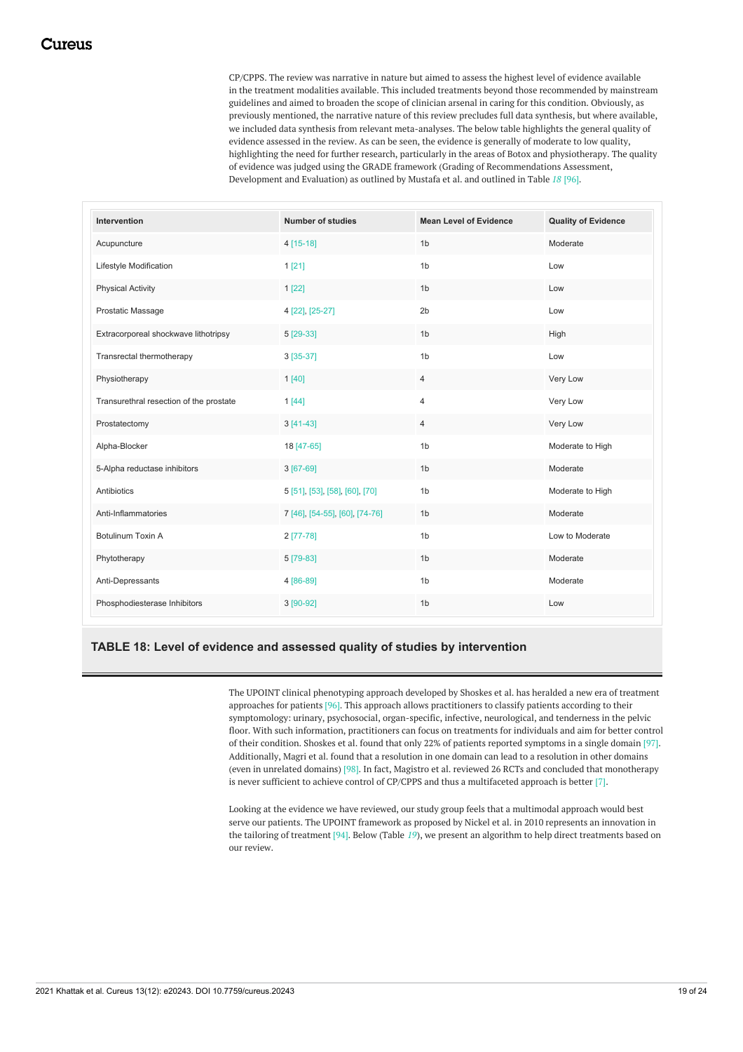CP/CPPS. The review was narrative in nature but aimed to assess the highest level of evidence available in the treatment modalities available. This included treatments beyond those recommended by mainstream guidelines and aimed to broaden the scope of clinician arsenal in caring for this condition. Obviously, as previously mentioned, the narrative nature of this review precludes full data synthesis, but where available, we included data synthesis from relevant meta-analyses. The below table highlights the general quality of evidence assessed in the review. As can be seen, the evidence is generally of moderate to low quality, highlighting the need for further research, particularly in the areas of Botox and physiotherapy. The quality of evidence was judged using the GRADE framework (Grading of Recommendations Assessment, Development and Evaluation) as outlined by Mustafa et al. and outlined in Table *18* [96].

| Intervention | Number of studies | Mean Level of Evidence | Quality of Evidence |
|---|---|---|---|
| Acupuncture | 4 [15-18] | 1b | Moderate |
| Lifestyle Modification | 1 [21] | 1b | Low |
| Physical Activity | 1 [22] | 1b | Low |
| Prostatic Massage | 4 [22], [25-27] | 2b | Low |
| Extracorporeal shockwave lithotripsy | 5 [29-33] | 1b | High |
| Transrectal thermotherapy | 3 [35-37] | 1b | Low |
| Physiotherapy | 1 [40] | 4 | Very Low |
| Transurethral resection of the prostate | 1 [44] | 4 | Very Low |
| Prostatectomy | 3 [41-43] | 4 | Very Low |
| Alpha-Blocker | 18 [47-65] | 1b | Moderate to High |
| 5-Alpha reductase inhibitors | 3 [67-69] | 1b | Moderate |
| Antibiotics | 5 [51], [53], [58], [60], [70] | 1b | Moderate to High |
| Anti-Inflammatories | 7 [46], [54-55], [60], [74-76] | 1b | Moderate |
| Botulinum Toxin A | 2 [77-78] | 1b | Low to Moderate |
| Phytotherapy | 5 [79-83] | 1b | Moderate |
| Anti-Depressants | 4 [86-89] | 1b | Moderate |
| Phosphodiesterase Inhibitors | 3 [90-92] | 1b | Low |

**TABLE 18: Level of evidence and assessed quality of studies by intervention**

The UPOINT clinical phenotyping approach developed by Shoskes et al. has heralded a new era of treatment approaches for patients [96]. This approach allows practitioners to classify patients according to their symptomology: urinary, psychosocial, organ-specific, infective, neurological, and tenderness in the pelvic floor. With such information, practitioners can focus on treatments for individuals and aim for better control of their condition. Shoskes et al. found that only 22% of patients reported symptoms in a single domain [97]. Additionally, Magri et al. found that a resolution in one domain can lead to a resolution in other domains (even in unrelated domains) [98]. In fact, Magistro et al. reviewed 26 RCTs and concluded that monotherapy is never sufficient to achieve control of CP/CPPS and thus a multifaceted approach is better [7].

Looking at the evidence we have reviewed, our study group feels that a multimodal approach would best serve our patients. The UPOINT framework as proposed by Nickel et al. in 2010 represents an innovation in the tailoring of treatment [94]. Below (Table *19*), we present an algorithm to help direct treatments based on our review.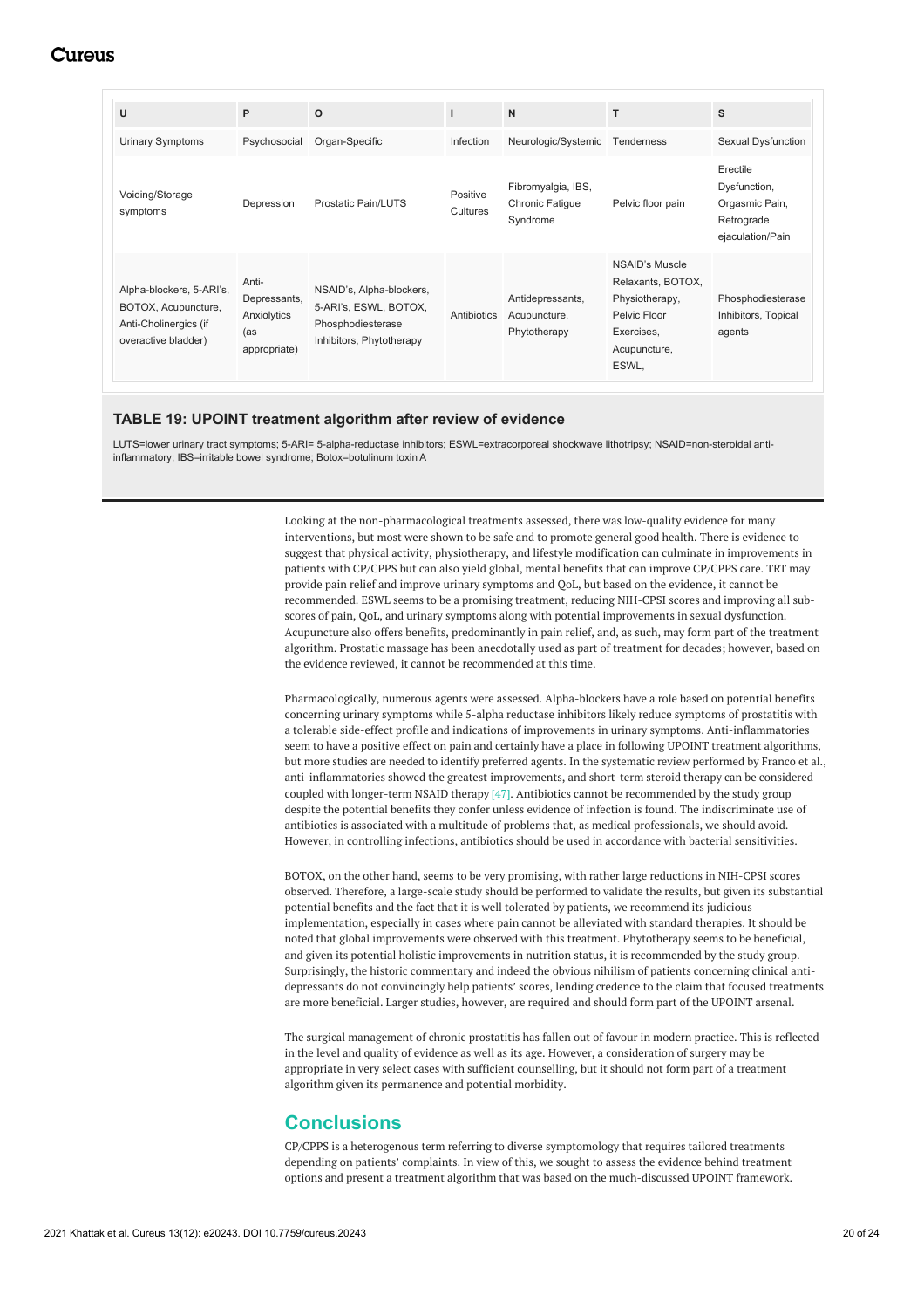| U | P | O | I | N | T | S |
|---|---|---|---|---|---|---|
| Urinary Symptoms | Psychosocial | Organ-Specific | Infection | Neurologic/Systemic | Tenderness | Sexual Dysfunction |
| Voiding/Storage symptoms | Depression | Prostatic Pain/LUTS | Positive Cultures | Fibromyalgia, IBS, Chronic Fatigue Syndrome | Pelvic floor pain | Erectile Dysfunction, Orgasmic Pain, Retrograde ejaculation/Pain |
| Alpha-blockers, 5-ARI's, BOTOX, Acupuncture, Anti-Cholinergics (if overactive bladder) | Anti-Depressants, Anxiolytics (as appropriate) | NSAID's, Alpha-blockers, 5-ARI's, ESWL, BOTOX, Phosphodiesterase Inhibitors, Phytotherapy | Antibiotics | Antidepressants, Acupuncture, Phytotherapy | NSAID's Muscle Relaxants, BOTOX, Physiotherapy, Pelvic Floor Exercises, Acupuncture, ESWL, | Phosphodiesterase Inhibitors, Topical agents |

**TABLE 19: UPOINT treatment algorithm after review of evidence**

LUTS=lower urinary tract symptoms; 5-ARI= 5-alpha-reductase inhibitors; ESWL=extracorporeal shockwave lithotripsy; NSAID=non-steroidal anti-inflammatory; IBS=irritable bowel syndrome; Botox=botulinum toxin A

Looking at the non-pharmacological treatments assessed, there was low-quality evidence for many interventions, but most were shown to be safe and to promote general good health. There is evidence to suggest that physical activity, physiotherapy, and lifestyle modification can culminate in improvements in patients with CP/CPPS but can also yield global, mental benefits that can improve CP/CPPS care. TRT may provide pain relief and improve urinary symptoms and QoL, but based on the evidence, it cannot be recommended. ESWL seems to be a promising treatment, reducing NIH-CPSI scores and improving all sub-scores of pain, QoL, and urinary symptoms along with potential improvements in sexual dysfunction. Acupuncture also offers benefits, predominantly in pain relief, and, as such, may form part of the treatment algorithm. Prostatic massage has been anecdotally used as part of treatment for decades; however, based on the evidence reviewed, it cannot be recommended at this time.

Pharmacologically, numerous agents were assessed. Alpha-blockers have a role based on potential benefits concerning urinary symptoms while 5-alpha reductase inhibitors likely reduce symptoms of prostatitis with a tolerable side-effect profile and indications of improvements in urinary symptoms. Anti-inflammatories seem to have a positive effect on pain and certainly have a place in following UPOINT treatment algorithms, but more studies are needed to identify preferred agents. In the systematic review performed by Franco et al., anti-inflammatories showed the greatest improvements, and short-term steroid therapy can be considered coupled with longer-term NSAID therapy [47]. Antibiotics cannot be recommended by the study group despite the potential benefits they confer unless evidence of infection is found. The indiscriminate use of antibiotics is associated with a multitude of problems that, as medical professionals, we should avoid. However, in controlling infections, antibiotics should be used in accordance with bacterial sensitivities.

BOTOX, on the other hand, seems to be very promising, with rather large reductions in NIH-CPSI scores observed. Therefore, a large-scale study should be performed to validate the results, but given its substantial potential benefits and the fact that it is well tolerated by patients, we recommend its judicious implementation, especially in cases where pain cannot be alleviated with standard therapies. It should be noted that global improvements were observed with this treatment. Phytotherapy seems to be beneficial, and given its potential holistic improvements in nutrition status, it is recommended by the study group. Surprisingly, the historic commentary and indeed the obvious nihilism of patients concerning clinical anti-depressants do not convincingly help patients' scores, lending credence to the claim that focused treatments are more beneficial. Larger studies, however, are required and should form part of the UPOINT arsenal.

The surgical management of chronic prostatitis has fallen out of favour in modern practice. This is reflected in the level and quality of evidence as well as its age. However, a consideration of surgery may be appropriate in very select cases with sufficient counselling, but it should not form part of a treatment algorithm given its permanence and potential morbidity.

## Conclusions

CP/CPPS is a heterogenous term referring to diverse symptomology that requires tailored treatments depending on patients' complaints. In view of this, we sought to assess the evidence behind treatment options and present a treatment algorithm that was based on the much-discussed UPOINT framework.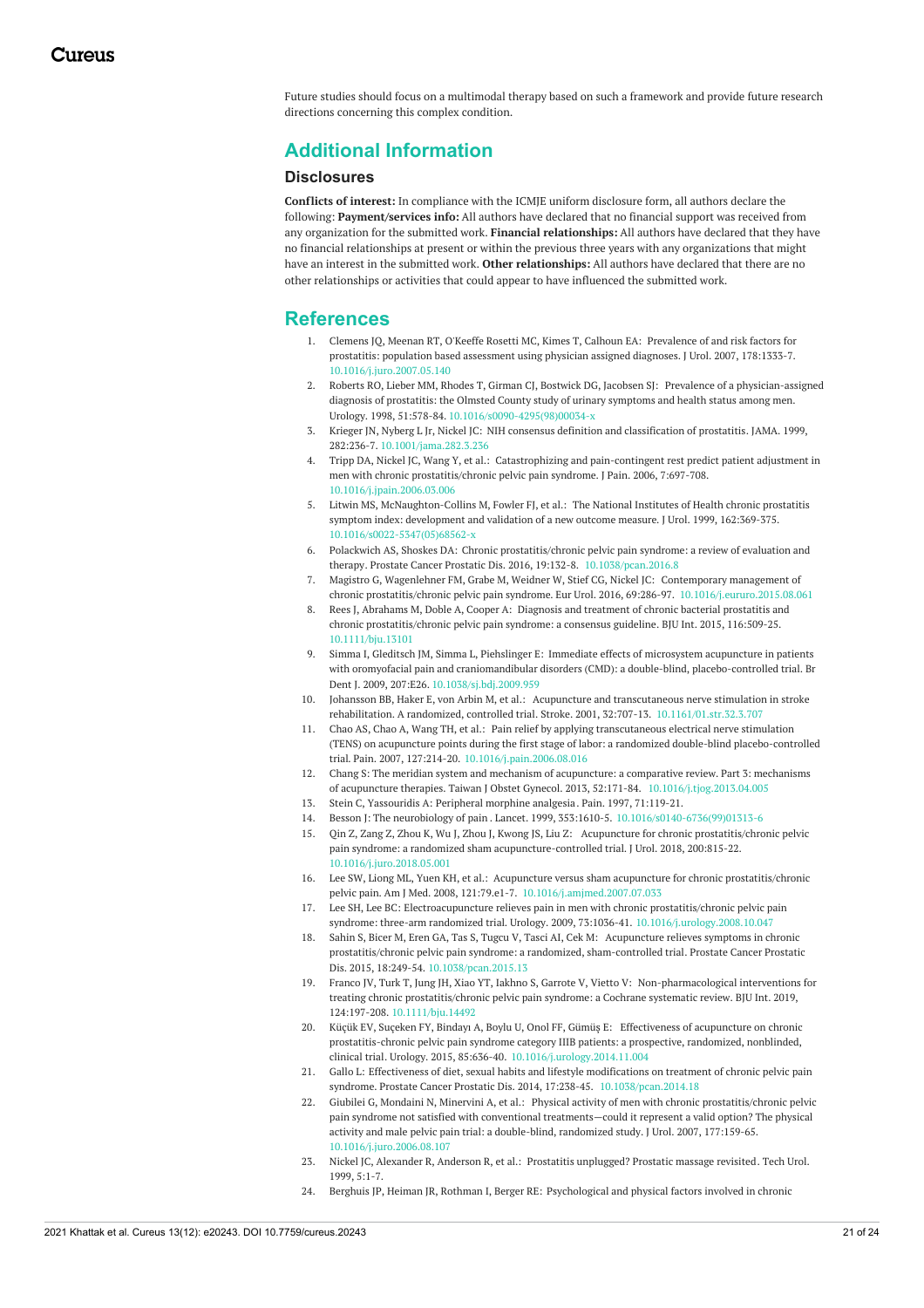Future studies should focus on a multimodal therapy based on such a framework and provide future research directions concerning this complex condition.

# Additional Information

## Disclosures

**Conflicts of interest:** In compliance with the ICMJE uniform disclosure form, all authors declare the following: **Payment/services info:** All authors have declared that no financial support was received from any organization for the submitted work. **Financial relationships:** All authors have declared that they have no financial relationships at present or within the previous three years with any organizations that might have an interest in the submitted work. **Other relationships:** All authors have declared that there are no other relationships or activities that could appear to have influenced the submitted work.

# References

1. Clemens JQ, Meenan RT, O'Keeffe Rosetti MC, Kimes T, Calhoun EA: Prevalence of and risk factors for prostatitis: population based assessment using physician assigned diagnoses. J Urol. 2007, 178:1333-7. 10.1016/j.juro.2007.05.140
2. Roberts RO, Lieber MM, Rhodes T, Girman CJ, Bostwick DG, Jacobsen SJ: Prevalence of a physician-assigned diagnosis of prostatitis: the Olmsted County study of urinary symptoms and health status among men. Urology. 1998, 51:578-84. 10.1016/s0090-4295(98)00034-x
3. Krieger JN, Nyberg L Jr, Nickel JC: NIH consensus definition and classification of prostatitis. JAMA. 1999, 282:236-7. 10.1001/jama.282.3.236
4. Tripp DA, Nickel JC, Wang Y, et al.: Catastrophizing and pain-contingent rest predict patient adjustment in men with chronic prostatitis/chronic pelvic pain syndrome. J Pain. 2006, 7:697-708. 10.1016/j.jpain.2006.03.006
5. Litwin MS, McNaughton-Collins M, Fowler FJ, et al.: The National Institutes of Health chronic prostatitis symptom index: development and validation of a new outcome measure. J Urol. 1999, 162:369-375. 10.1016/s0022-5347(05)68562-x
6. Polackwich AS, Shoskes DA: Chronic prostatitis/chronic pelvic pain syndrome: a review of evaluation and therapy. Prostate Cancer Prostatic Dis. 2016, 19:132-8. 10.1038/pcan.2016.8
7. Magistro G, Wagenlehner FM, Grabe M, Weidner W, Stief CG, Nickel JC: Contemporary management of chronic prostatitis/chronic pelvic pain syndrome. Eur Urol. 2016, 69:286-97. 10.1016/j.eururo.2015.08.061
8. Rees J, Abrahams M, Doble A, Cooper A: Diagnosis and treatment of chronic bacterial prostatitis and chronic prostatitis/chronic pelvic pain syndrome: a consensus guideline. BJU Int. 2015, 116:509-25. 10.1111/bju.13101
9. Simma I, Gleditsch JM, Simma L, Piehslinger E: Immediate effects of microsystem acupuncture in patients with oromyofacial pain and craniomandibular disorders (CMD): a double-blind, placebo-controlled trial. Br Dent J. 2009, 207:E26. 10.1038/sj.bdj.2009.959
10. Johansson BB, Haker E, von Arbin M, et al.: Acupuncture and transcutaneous nerve stimulation in stroke rehabilitation. A randomized, controlled trial. Stroke. 2001, 32:707-13. 10.1161/01.str.32.3.707
11. Chao AS, Chao A, Wang TH, et al.: Pain relief by applying transcutaneous electrical nerve stimulation (TENS) on acupuncture points during the first stage of labor: a randomized double-blind placebo-controlled trial. Pain. 2007, 127:214-20. 10.1016/j.pain.2006.08.016
12. Chang S: The meridian system and mechanism of acupuncture: a comparative review. Part 3: mechanisms of acupuncture therapies. Taiwan J Obstet Gynecol. 2013, 52:171-84. 10.1016/j.tjog.2013.04.005
13. Stein C, Yassouridis A: Peripheral morphine analgesia. Pain. 1997, 71:119-21.
14. Besson J: The neurobiology of pain. Lancet. 1999, 353:1610-5. 10.1016/s0140-6736(99)01313-6
15. Qin Z, Zang Z, Zhou K, Wu J, Zhou J, Kwong JS, Liu Z: Acupuncture for chronic prostatitis/chronic pelvic pain syndrome: a randomized sham acupuncture-controlled trial. J Urol. 2018, 200:815-22. 10.1016/j.juro.2018.05.001
16. Lee SW, Liong ML, Yuen KH, et al.: Acupuncture versus sham acupuncture for chronic prostatitis/chronic pelvic pain. Am J Med. 2008, 121:79.e1-7. 10.1016/j.amjmed.2007.07.033
17. Lee SH, Lee BC: Electroacupuncture relieves pain in men with chronic prostatitis/chronic pelvic pain syndrome: three-arm randomized trial. Urology. 2009, 73:1036-41. 10.1016/j.urology.2008.10.047
18. Sahin S, Bicer M, Eren GA, Tas S, Tugcu V, Tasci AI, Cek M: Acupuncture relieves symptoms in chronic prostatitis/chronic pelvic pain syndrome: a randomized, sham-controlled trial. Prostate Cancer Prostatic Dis. 2015, 18:249-54. 10.1038/pcan.2015.13
19. Franco JV, Turk T, Jung JH, Xiao YT, Iakhno S, Garrote V, Vietto V: Non-pharmacological interventions for treating chronic prostatitis/chronic pelvic pain syndrome: a Cochrane systematic review. BJU Int. 2019, 124:197-208. 10.1111/bju.14492
20. Küçük EV, Suçeken FY, Bindayı A, Boylu U, Onol FF, Gümüş E: Effectiveness of acupuncture on chronic prostatitis-chronic pelvic pain syndrome category IIIB patients: a prospective, randomized, nonblinded, clinical trial. Urology. 2015, 85:636-40. 10.1016/j.urology.2014.11.004
21. Gallo L: Effectiveness of diet, sexual habits and lifestyle modifications on treatment of chronic pelvic pain syndrome. Prostate Cancer Prostatic Dis. 2014, 17:238-45. 10.1038/pcan.2014.18
22. Giubilei G, Mondaini N, Minervini A, et al.: Physical activity of men with chronic prostatitis/chronic pelvic pain syndrome not satisfied with conventional treatments—could it represent a valid option? The physical activity and male pelvic pain trial: a double-blind, randomized study. J Urol. 2007, 177:159-65. 10.1016/j.juro.2006.08.107
23. Nickel JC, Alexander R, Anderson R, et al.: Prostatitis unplugged? Prostatic massage revisited. Tech Urol. 1999, 5:1-7.
24. Berghuis JP, Heiman JR, Rothman I, Berger RE: Psychological and physical factors involved in chronic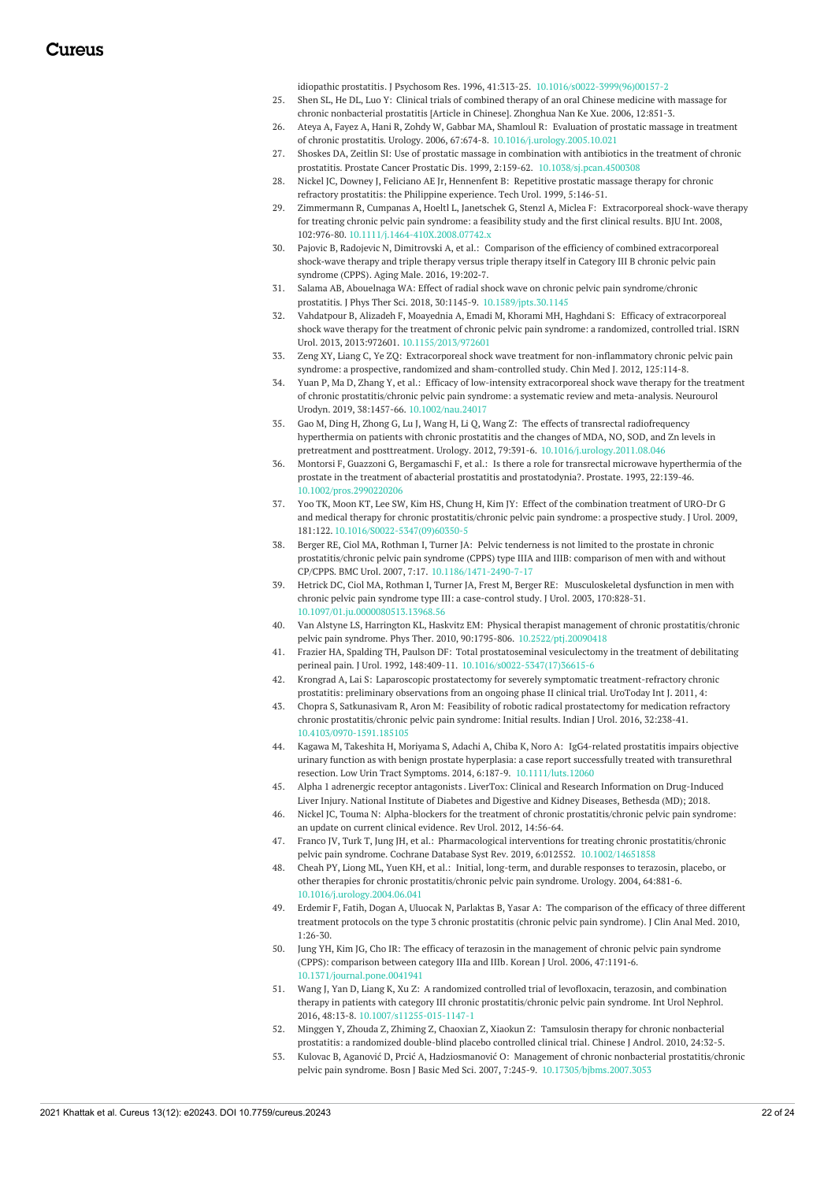idiopathic prostatitis. J Psychosom Res. 1996, 41:313-25. 10.1016/s0022-3999(96)00157-2

25. Shen SL, He DL, Luo Y: Clinical trials of combined therapy of an oral Chinese medicine with massage for chronic nonbacterial prostatitis [Article in Chinese]. Zhonghua Nan Ke Xue. 2006, 12:851-3.
26. Ateya A, Fayez A, Hani R, Zohdy W, Gabbar MA, Shamloul R: Evaluation of prostatic massage in treatment of chronic prostatitis. Urology. 2006, 67:674-8. 10.1016/j.urology.2005.10.021
27. Shoskes DA, Zeitlin SI: Use of prostatic massage in combination with antibiotics in the treatment of chronic prostatitis. Prostate Cancer Prostatic Dis. 1999, 2:159-62. 10.1038/sj.pcan.4500308
28. Nickel JC, Downey J, Feliciano AE Jr, Hennenfent B: Repetitive prostatic massage therapy for chronic refractory prostatitis: the Philippine experience. Tech Urol. 1999, 5:146-51.
29. Zimmermann R, Cumpanas A, Hoeltl L, Janetschek G, Stenzl A, Miclea F: Extracorporeal shock-wave therapy for treating chronic pelvic pain syndrome: a feasibility study and the first clinical results. BJU Int. 2008, 102:976-80. 10.1111/j.1464-410X.2008.07742.x
30. Pajovic B, Radojevic N, Dimitrovski A, et al.: Comparison of the efficiency of combined extracorporeal shock-wave therapy and triple therapy versus triple therapy itself in Category III B chronic pelvic pain syndrome (CPPS). Aging Male. 2016, 19:202-7.
31. Salama AB, Abouelnaga WA: Effect of radial shock wave on chronic pelvic pain syndrome/chronic prostatitis. J Phys Ther Sci. 2018, 30:1145-9. 10.1589/jpts.30.1145
32. Vahdatpour B, Alizadeh F, Moayednia A, Emadi M, Khorami MH, Haghdani S: Efficacy of extracorporeal shock wave therapy for the treatment of chronic pelvic pain syndrome: a randomized, controlled trial. ISRN Urol. 2013, 2013:972601. 10.1155/2013/972601
33. Zeng XY, Liang C, Ye ZQ: Extracorporeal shock wave treatment for non-inflammatory chronic pelvic pain syndrome: a prospective, randomized and sham-controlled study. Chin Med J. 2012, 125:114-8.
34. Yuan P, Ma D, Zhang Y, et al.: Efficacy of low-intensity extracorporeal shock wave therapy for the treatment of chronic prostatitis/chronic pelvic pain syndrome: a systematic review and meta-analysis. Neurourol Urodyn. 2019, 38:1457-66. 10.1002/nau.24017
35. Gao M, Ding H, Zhong G, Lu J, Wang H, Li Q, Wang Z: The effects of transrectal radiofrequency hyperthermia on patients with chronic prostatitis and the changes of MDA, NO, SOD, and Zn levels in pretreatment and posttreatment. Urology. 2012, 79:391-6. 10.1016/j.urology.2011.08.046
36. Montorsi F, Guazzoni G, Bergamaschi F, et al.: Is there a role for transrectal microwave hyperthermia of the prostate in the treatment of abacterial prostatitis and prostatodynia?. Prostate. 1993, 22:139-46. 10.1002/pros.2990220206
37. Yoo TK, Moon KT, Lee SW, Kim HS, Chung H, Kim JY: Effect of the combination treatment of URO-Dr G and medical therapy for chronic prostatitis/chronic pelvic pain syndrome: a prospective study. J Urol. 2009, 181:122. 10.1016/S0022-5347(09)60350-5
38. Berger RE, Ciol MA, Rothman I, Turner JA: Pelvic tenderness is not limited to the prostate in chronic prostatitis/chronic pelvic pain syndrome (CPPS) type IIIA and IIIB: comparison of men with and without CP/CPPS. BMC Urol. 2007, 7:17. 10.1186/1471-2490-7-17
39. Hetrick DC, Ciol MA, Rothman I, Turner JA, Frest M, Berger RE: Musculoskeletal dysfunction in men with chronic pelvic pain syndrome type III: a case-control study. J Urol. 2003, 170:828-31. 10.1097/01.ju.0000080513.13968.56
40. Van Alstyne LS, Harrington KL, Haskvitz EM: Physical therapist management of chronic prostatitis/chronic pelvic pain syndrome. Phys Ther. 2010, 90:1795-806. 10.2522/ptj.20090418
41. Frazier HA, Spalding TH, Paulson DF: Total prostatoseminal vesiculectomy in the treatment of debilitating perineal pain. J Urol. 1992, 148:409-11. 10.1016/s0022-5347(17)36615-6
42. Krongrad A, Lai S: Laparoscopic prostatectomy for severely symptomatic treatment-refractory chronic prostatitis: preliminary observations from an ongoing phase II clinical trial. UroToday Int J. 2011, 4:
43. Chopra S, Satkunasivam R, Aron M: Feasibility of robotic radical prostatectomy for medication refractory chronic prostatitis/chronic pelvic pain syndrome: Initial results. Indian J Urol. 2016, 32:238-41. 10.4103/0970-1591.185105
44. Kagawa M, Takeshita H, Moriyama S, Adachi A, Chiba K, Noro A: IgG4-related prostatitis impairs objective urinary function as with benign prostate hyperplasia: a case report successfully treated with transurethral resection. Low Urin Tract Symptoms. 2014, 6:187-9. 10.1111/luts.12060
45. Alpha 1 adrenergic receptor antagonists . LiverTox: Clinical and Research Information on Drug-Induced Liver Injury. National Institute of Diabetes and Digestive and Kidney Diseases, Bethesda (MD); 2018.
46. Nickel JC, Touma N: Alpha-blockers for the treatment of chronic prostatitis/chronic pelvic pain syndrome: an update on current clinical evidence. Rev Urol. 2012, 14:56-64.
47. Franco JV, Turk T, Jung JH, et al.: Pharmacological interventions for treating chronic prostatitis/chronic pelvic pain syndrome. Cochrane Database Syst Rev. 2019, 6:012552. 10.1002/14651858
48. Cheah PY, Liong ML, Yuen KH, et al.: Initial, long-term, and durable responses to terazosin, placebo, or other therapies for chronic prostatitis/chronic pelvic pain syndrome. Urology. 2004, 64:881-6. 10.1016/j.urology.2004.06.041
49. Erdemir F, Fatih, Dogan A, Uluocak N, Parlaktas B, Yasar A: The comparison of the efficacy of three different treatment protocols on the type 3 chronic prostatitis (chronic pelvic pain syndrome). J Clin Anal Med. 2010, 1:26-30.
50. Jung YH, Kim JG, Cho IR: The efficacy of terazosin in the management of chronic pelvic pain syndrome (CPPS): comparison between category IIIa and IIIb. Korean J Urol. 2006, 47:1191-6. 10.1371/journal.pone.0041941
51. Wang J, Yan D, Liang K, Xu Z: A randomized controlled trial of levofloxacin, terazosin, and combination therapy in patients with category III chronic prostatitis/chronic pelvic pain syndrome. Int Urol Nephrol. 2016, 48:13-8. 10.1007/s11255-015-1147-1
52. Minggen Y, Zhouda Z, Zhiming Z, Chaoxian Z, Xiaokun Z: Tamsulosin therapy for chronic nonbacterial prostatitis: a randomized double-blind placebo controlled clinical trial. Chinese J Androl. 2010, 24:32-5.
53. Kulovac B, Aganović D, Prcić A, Hadziosmanović O: Management of chronic nonbacterial prostatitis/chronic pelvic pain syndrome. Bosn J Basic Med Sci. 2007, 7:245-9. 10.17305/bjbms.2007.3053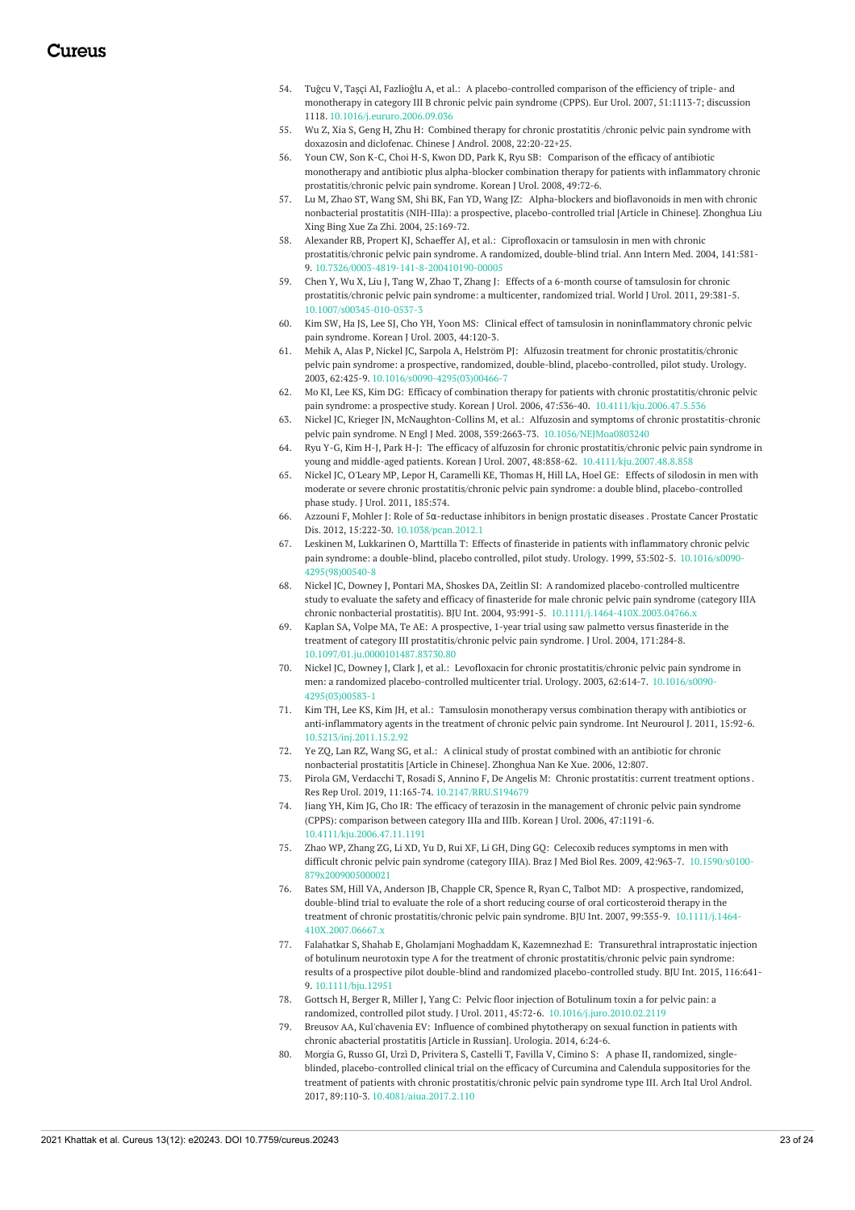54. Tuğcu V, Taşçi AI, Fazlioğlu A, et al.: A placebo-controlled comparison of the efficiency of triple- and monotherapy in category III B chronic pelvic pain syndrome (CPPS). Eur Urol. 2007, 51:1113-7; discussion 1118. 10.1016/j.eururo.2006.09.036
55. Wu Z, Xia S, Geng H, Zhu H: Combined therapy for chronic prostatitis /chronic pelvic pain syndrome with doxazosin and diclofenac. Chinese J Androl. 2008, 22:20-22+25.
56. Youn CW, Son K-C, Choi H-S, Kwon DD, Park K, Ryu SB: Comparison of the efficacy of antibiotic monotherapy and antibiotic plus alpha-blocker combination therapy for patients with inflammatory chronic prostatitis/chronic pelvic pain syndrome. Korean J Urol. 2008, 49:72-6.
57. Lu M, Zhao ST, Wang SM, Shi BK, Fan YD, Wang JZ: Alpha-blockers and bioflavonoids in men with chronic nonbacterial prostatitis (NIH-IIIa): a prospective, placebo-controlled trial [Article in Chinese]. Zhonghua Liu Xing Bing Xue Za Zhi. 2004, 25:169-72.
58. Alexander RB, Propert KJ, Schaeffer AJ, et al.: Ciprofloxacin or tamsulosin in men with chronic prostatitis/chronic pelvic pain syndrome. A randomized, double-blind trial. Ann Intern Med. 2004, 141:581-9. 10.7326/0003-4819-141-8-200410190-00005
59. Chen Y, Wu X, Liu J, Tang W, Zhao T, Zhang J: Effects of a 6-month course of tamsulosin for chronic prostatitis/chronic pelvic pain syndrome: a multicenter, randomized trial. World J Urol. 2011, 29:381-5. 10.1007/s00345-010-0537-3
60. Kim SW, Ha JS, Lee SJ, Cho YH, Yoon MS: Clinical effect of tamsulosin in noninflammatory chronic pelvic pain syndrome. Korean J Urol. 2003, 44:120-3.
61. Mehik A, Alas P, Nickel JC, Sarpola A, Helström PJ: Alfuzosin treatment for chronic prostatitis/chronic pelvic pain syndrome: a prospective, randomized, double-blind, placebo-controlled, pilot study. Urology. 2003, 62:425-9. 10.1016/s0090-4295(03)00466-7
62. Mo KI, Lee KS, Kim DG: Efficacy of combination therapy for patients with chronic prostatitis/chronic pelvic pain syndrome: a prospective study. Korean J Urol. 2006, 47:536-40. 10.4111/kju.2006.47.5.536
63. Nickel JC, Krieger JN, McNaughton-Collins M, et al.: Alfuzosin and symptoms of chronic prostatitis-chronic pelvic pain syndrome. N Engl J Med. 2008, 359:2663-73. 10.1056/NEJMoa0803240
64. Ryu Y-G, Kim H-J, Park H-J: The efficacy of alfuzosin for chronic prostatitis/chronic pelvic pain syndrome in young and middle-aged patients. Korean J Urol. 2007, 48:858-62. 10.4111/kju.2007.48.8.858
65. Nickel JC, O'Leary MP, Lepor H, Caramelli KE, Thomas H, Hill LA, Hoel GE: Effects of silodosin in men with moderate or severe chronic prostatitis/chronic pelvic pain syndrome: a double blind, placebo-controlled phase study. J Urol. 2011, 185:574.
66. Azzouni F, Mohler J: Role of 5α-reductase inhibitors in benign prostatic diseases . Prostate Cancer Prostatic Dis. 2012, 15:222-30. 10.1038/pcan.2012.1
67. Leskinen M, Lukkarinen O, Marttilla T: Effects of finasteride in patients with inflammatory chronic pelvic pain syndrome: a double-blind, placebo controlled, pilot study. Urology. 1999, 53:502-5. 10.1016/s0090-4295(98)00540-8
68. Nickel JC, Downey J, Pontari MA, Shoskes DA, Zeitlin SI: A randomized placebo-controlled multicentre study to evaluate the safety and efficacy of finasteride for male chronic pelvic pain syndrome (category IIIA chronic nonbacterial prostatitis). BJU Int. 2004, 93:991-5. 10.1111/j.1464-410X.2003.04766.x
69. Kaplan SA, Volpe MA, Te AE: A prospective, 1-year trial using saw palmetto versus finasteride in the treatment of category III prostatitis/chronic pelvic pain syndrome. J Urol. 2004, 171:284-8. 10.1097/01.ju.0000101487.83730.80
70. Nickel JC, Downey J, Clark J, et al.: Levofloxacin for chronic prostatitis/chronic pelvic pain syndrome in men: a randomized placebo-controlled multicenter trial. Urology. 2003, 62:614-7. 10.1016/s0090-4295(03)00583-1
71. Kim TH, Lee KS, Kim JH, et al.: Tamsulosin monotherapy versus combination therapy with antibiotics or anti-inflammatory agents in the treatment of chronic pelvic pain syndrome. Int Neurourol J. 2011, 15:92-6. 10.5213/inj.2011.15.2.92
72. Ye ZQ, Lan RZ, Wang SG, et al.: A clinical study of prostat combined with an antibiotic for chronic nonbacterial prostatitis [Article in Chinese]. Zhonghua Nan Ke Xue. 2006, 12:807.
73. Pirola GM, Verdacchi T, Rosadi S, Annino F, De Angelis M: Chronic prostatitis: current treatment options . Res Rep Urol. 2019, 11:165-74. 10.2147/RRU.S194679
74. Jiang YH, Kim JG, Cho IR: The efficacy of terazosin in the management of chronic pelvic pain syndrome (CPPS): comparison between category IIIa and IIIb. Korean J Urol. 2006, 47:1191-6. 10.4111/kju.2006.47.11.1191
75. Zhao WP, Zhang ZG, Li XD, Yu D, Rui XF, Li GH, Ding GQ: Celecoxib reduces symptoms in men with difficult chronic pelvic pain syndrome (category IIIA). Braz J Med Biol Res. 2009, 42:963-7. 10.1590/s0100-879x2009005000021
76. Bates SM, Hill VA, Anderson JB, Chapple CR, Spence R, Ryan C, Talbot MD: A prospective, randomized, double-blind trial to evaluate the role of a short reducing course of oral corticosteroid therapy in the treatment of chronic prostatitis/chronic pelvic pain syndrome. BJU Int. 2007, 99:355-9. 10.1111/j.1464-410X.2007.06667.x
77. Falahatkar S, Shahab E, Gholamjani Moghaddam K, Kazemnezhad E: Transurethral intraprostatic injection of botulinum neurotoxin type A for the treatment of chronic prostatitis/chronic pelvic pain syndrome: results of a prospective pilot double-blind and randomized placebo-controlled study. BJU Int. 2015, 116:641-9. 10.1111/bju.12951
78. Gottsch H, Berger R, Miller J, Yang C: Pelvic floor injection of Botulinum toxin a for pelvic pain: a randomized, controlled pilot study. J Urol. 2011, 45:72-6. 10.1016/j.juro.2010.02.2119
79. Breusov AA, Kul'chavenia EV: Influence of combined phytotherapy on sexual function in patients with chronic abacterial prostatitis [Article in Russian]. Urologia. 2014, 6:24-6.
80. Morgia G, Russo GI, Urzì D, Privitera S, Castelli T, Favilla V, Cimino S: A phase II, randomized, single-blinded, placebo-controlled clinical trial on the efficacy of Curcumina and Calendula suppositories for the treatment of patients with chronic prostatitis/chronic pelvic pain syndrome type III. Arch Ital Urol Androl. 2017, 89:110-3. 10.4081/aiua.2017.2.110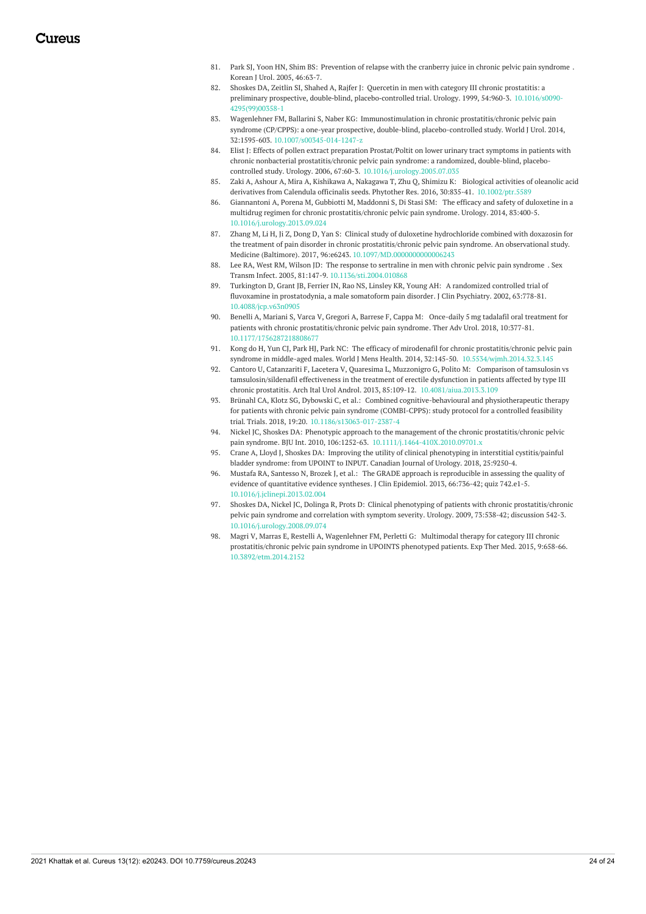81. Park SJ, Yoon HN, Shim BS: Prevention of relapse with the cranberry juice in chronic pelvic pain syndrome . Korean J Urol. 2005, 46:63-7.
82. Shoskes DA, Zeitlin SI, Shahed A, Rajfer J: Quercetin in men with category III chronic prostatitis: a preliminary prospective, double-blind, placebo-controlled trial. Urology. 1999, 54:960-3. 10.1016/s0090-4295(99)00358-1
83. Wagenlehner FM, Ballarini S, Naber KG: Immunostimulation in chronic prostatitis/chronic pelvic pain syndrome (CP/CPPS): a one-year prospective, double-blind, placebo-controlled study. World J Urol. 2014, 32:1595-603. 10.1007/s00345-014-1247-z
84. Elist J: Effects of pollen extract preparation Prostat/Poltit on lower urinary tract symptoms in patients with chronic nonbacterial prostatitis/chronic pelvic pain syndrome: a randomized, double-blind, placebo-controlled study. Urology. 2006, 67:60-3. 10.1016/j.urology.2005.07.035
85. Zaki A, Ashour A, Mira A, Kishikawa A, Nakagawa T, Zhu Q, Shimizu K: Biological activities of oleanolic acid derivatives from Calendula officinalis seeds. Phytother Res. 2016, 30:835-41. 10.1002/ptr.5589
86. Giannantoni A, Porena M, Gubbiotti M, Maddonni S, Di Stasi SM: The efficacy and safety of duloxetine in a multidrug regimen for chronic prostatitis/chronic pelvic pain syndrome. Urology. 2014, 83:400-5. 10.1016/j.urology.2013.09.024
87. Zhang M, Li H, Ji Z, Dong D, Yan S: Clinical study of duloxetine hydrochloride combined with doxazosin for the treatment of pain disorder in chronic prostatitis/chronic pelvic pain syndrome. An observational study. Medicine (Baltimore). 2017, 96:e6243. 10.1097/MD.0000000000006243
88. Lee RA, West RM, Wilson JD: The response to sertraline in men with chronic pelvic pain syndrome . Sex Transm Infect. 2005, 81:147-9. 10.1136/sti.2004.010868
89. Turkington D, Grant JB, Ferrier IN, Rao NS, Linsley KR, Young AH: A randomized controlled trial of fluvoxamine in prostatodynia, a male somatoform pain disorder. J Clin Psychiatry. 2002, 63:778-81. 10.4088/jcp.v63n0905
90. Benelli A, Mariani S, Varca V, Gregori A, Barrese F, Cappa M: Once-daily 5 mg tadalafil oral treatment for patients with chronic prostatitis/chronic pelvic pain syndrome. Ther Adv Urol. 2018, 10:377-81. 10.1177/1756287218808677
91. Kong do H, Yun CJ, Park HJ, Park NC: The efficacy of mirodenafil for chronic prostatitis/chronic pelvic pain syndrome in middle-aged males. World J Mens Health. 2014, 32:145-50. 10.5534/wjmh.2014.32.3.145
92. Cantoro U, Catanzariti F, Lacetera V, Quaresima L, Muzzonigro G, Polito M: Comparison of tamsulosin vs tamsulosin/sildenafil effectiveness in the treatment of erectile dysfunction in patients affected by type III chronic prostatitis. Arch Ital Urol Androl. 2013, 85:109-12. 10.4081/aiua.2013.3.109
93. Brünahl CA, Klotz SG, Dybowski C, et al.: Combined cognitive-behavioural and physiotherapeutic therapy for patients with chronic pelvic pain syndrome (COMBI-CPPS): study protocol for a controlled feasibility trial. Trials. 2018, 19:20. 10.1186/s13063-017-2387-4
94. Nickel JC, Shoskes DA: Phenotypic approach to the management of the chronic prostatitis/chronic pelvic pain syndrome. BJU Int. 2010, 106:1252-63. 10.1111/j.1464-410X.2010.09701.x
95. Crane A, Lloyd J, Shoskes DA: Improving the utility of clinical phenotyping in interstitial cystitis/painful bladder syndrome: from UPOINT to INPUT. Canadian Journal of Urology. 2018, 25:9250-4.
96. Mustafa RA, Santesso N, Brozek J, et al.: The GRADE approach is reproducible in assessing the quality of evidence of quantitative evidence syntheses. J Clin Epidemiol. 2013, 66:736-42; quiz 742.e1-5. 10.1016/j.jclinepi.2013.02.004
97. Shoskes DA, Nickel JC, Dolinga R, Prots D: Clinical phenotyping of patients with chronic prostatitis/chronic pelvic pain syndrome and correlation with symptom severity. Urology. 2009, 73:538-42; discussion 542-3. 10.1016/j.urology.2008.09.074
98. Magri V, Marras E, Restelli A, Wagenlehner FM, Perletti G: Multimodal therapy for category III chronic prostatitis/chronic pelvic pain syndrome in UPOINTS phenotyped patients. Exp Ther Med. 2015, 9:658-66. 10.3892/etm.2014.2152